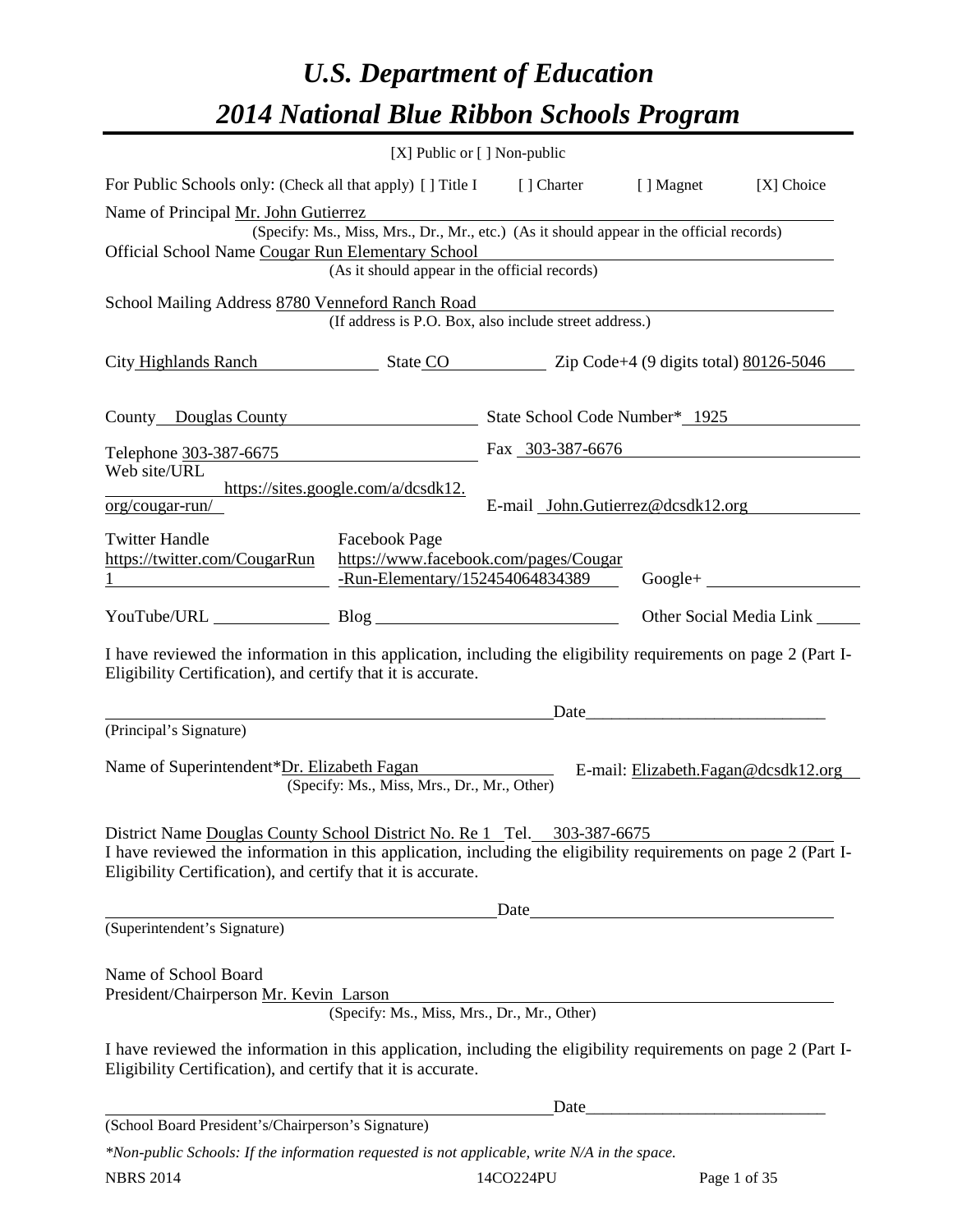# *U.S. Department of Education*

# *2014 National Blue Ribbon Schools Program*

[X] Public or [ ] Non-public

For Public Schools only: (Check all that apply) [ ] Title I [ ] Charter [ ] Magnet [X] Choice

Name of Principal Mr. John Gutierrez
(Specify: Ms., Miss, Mrs., Dr., Mr., etc.) (As it should appear in the official records)

Official School Name Cougar Run Elementary School
(As it should appear in the official records)

School Mailing Address 8780 Venneford Ranch Road
(If address is P.O. Box, also include street address.)

City Highlands Ranch State CO Zip Code+4 (9 digits total) 80126-5046

County Douglas County State School Code Number* 1925

Telephone 303-387-6675 Fax 303-387-6676

Web site/URL https://sites.google.com/a/dcsdk12.org/cougar-run/ E-mail John.Gutierrez@dcsdk12.org

Twitter Handle https://twitter.com/CougarRun1 Facebook Page https://www.facebook.com/pages/Cougar-Run-Elementary/152454064834389 Google+

YouTube/URL Blog Other Social Media Link

I have reviewed the information in this application, including the eligibility requirements on page 2 (Part I-Eligibility Certification), and certify that it is accurate.

Date____________________________
(Principal's Signature)

Name of Superintendent*Dr. Elizabeth Fagan E-mail: Elizabeth.Fagan@dcsdk12.org
(Specify: Ms., Miss, Mrs., Dr., Mr., Other)

District Name Douglas County School District No. Re 1 Tel. 303-387-6675

I have reviewed the information in this application, including the eligibility requirements on page 2 (Part I-Eligibility Certification), and certify that it is accurate.

Date
(Superintendent's Signature)

Name of School Board
President/Chairperson Mr. Kevin Larson
(Specify: Ms., Miss, Mrs., Dr., Mr., Other)

I have reviewed the information in this application, including the eligibility requirements on page 2 (Part I-Eligibility Certification), and certify that it is accurate.

Date____________________________
(School Board President's/Chairperson's Signature)

*\*Non-public Schools: If the information requested is not applicable, write N/A in the space.*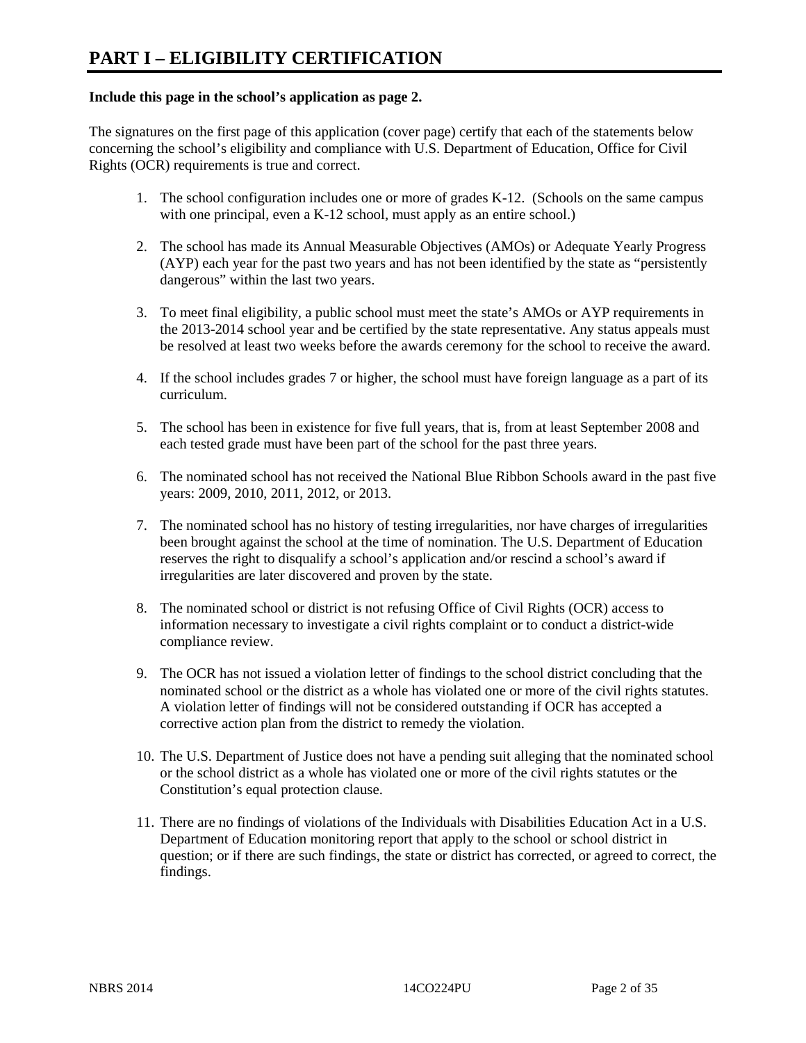# PART I – ELIGIBILITY CERTIFICATION

**Include this page in the school's application as page 2.**

The signatures on the first page of this application (cover page) certify that each of the statements below concerning the school's eligibility and compliance with U.S. Department of Education, Office for Civil Rights (OCR) requirements is true and correct.

1. The school configuration includes one or more of grades K-12. (Schools on the same campus with one principal, even a K-12 school, must apply as an entire school.)

2. The school has made its Annual Measurable Objectives (AMOs) or Adequate Yearly Progress (AYP) each year for the past two years and has not been identified by the state as "persistently dangerous" within the last two years.

3. To meet final eligibility, a public school must meet the state's AMOs or AYP requirements in the 2013-2014 school year and be certified by the state representative. Any status appeals must be resolved at least two weeks before the awards ceremony for the school to receive the award.

4. If the school includes grades 7 or higher, the school must have foreign language as a part of its curriculum.

5. The school has been in existence for five full years, that is, from at least September 2008 and each tested grade must have been part of the school for the past three years.

6. The nominated school has not received the National Blue Ribbon Schools award in the past five years: 2009, 2010, 2011, 2012, or 2013.

7. The nominated school has no history of testing irregularities, nor have charges of irregularities been brought against the school at the time of nomination. The U.S. Department of Education reserves the right to disqualify a school's application and/or rescind a school's award if irregularities are later discovered and proven by the state.

8. The nominated school or district is not refusing Office of Civil Rights (OCR) access to information necessary to investigate a civil rights complaint or to conduct a district-wide compliance review.

9. The OCR has not issued a violation letter of findings to the school district concluding that the nominated school or the district as a whole has violated one or more of the civil rights statutes. A violation letter of findings will not be considered outstanding if OCR has accepted a corrective action plan from the district to remedy the violation.

10. The U.S. Department of Justice does not have a pending suit alleging that the nominated school or the school district as a whole has violated one or more of the civil rights statutes or the Constitution's equal protection clause.

11. There are no findings of violations of the Individuals with Disabilities Education Act in a U.S. Department of Education monitoring report that apply to the school or school district in question; or if there are such findings, the state or district has corrected, or agreed to correct, the findings.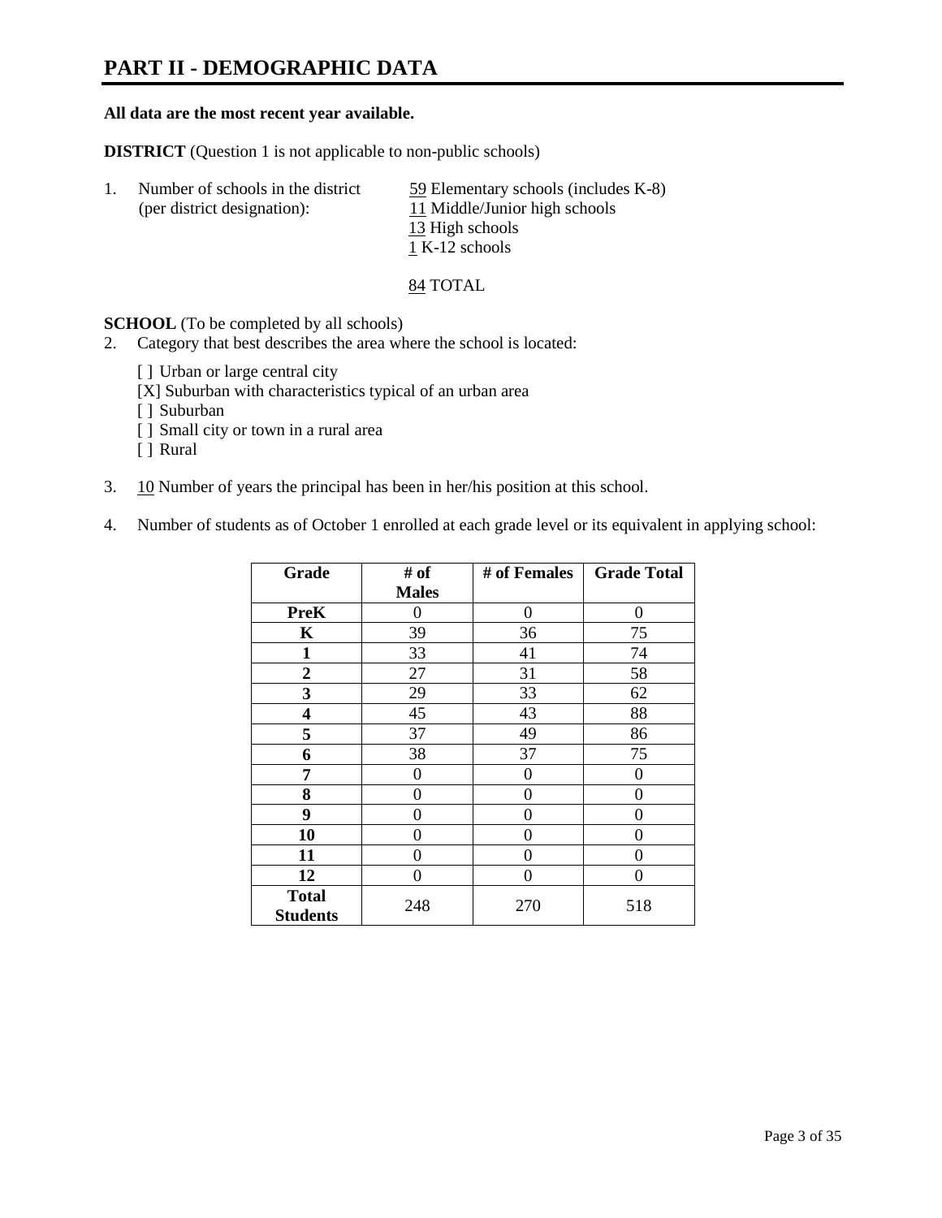# PART II - DEMOGRAPHIC DATA

**All data are the most recent year available.**

**DISTRICT** (Question 1 is not applicable to non-public schools)

1. Number of schools in the district (per district designation):
   59 Elementary schools (includes K-8)
   11 Middle/Junior high schools
   13 High schools
   1 K-12 schools

   84 TOTAL

**SCHOOL** (To be completed by all schools)

2. Category that best describes the area where the school is located:

   [ ] Urban or large central city
   [X] Suburban with characteristics typical of an urban area
   [ ] Suburban
   [ ] Small city or town in a rural area
   [ ] Rural

3. 10 Number of years the principal has been in her/his position at this school.

4. Number of students as of October 1 enrolled at each grade level or its equivalent in applying school:

| Grade | # of Males | # of Females | Grade Total |
|---|---|---|---|
| **PreK** | 0 | 0 | 0 |
| **K** | 39 | 36 | 75 |
| **1** | 33 | 41 | 74 |
| **2** | 27 | 31 | 58 |
| **3** | 29 | 33 | 62 |
| **4** | 45 | 43 | 88 |
| **5** | 37 | 49 | 86 |
| **6** | 38 | 37 | 75 |
| **7** | 0 | 0 | 0 |
| **8** | 0 | 0 | 0 |
| **9** | 0 | 0 | 0 |
| **10** | 0 | 0 | 0 |
| **11** | 0 | 0 | 0 |
| **12** | 0 | 0 | 0 |
| **Total Students** | 248 | 270 | 518 |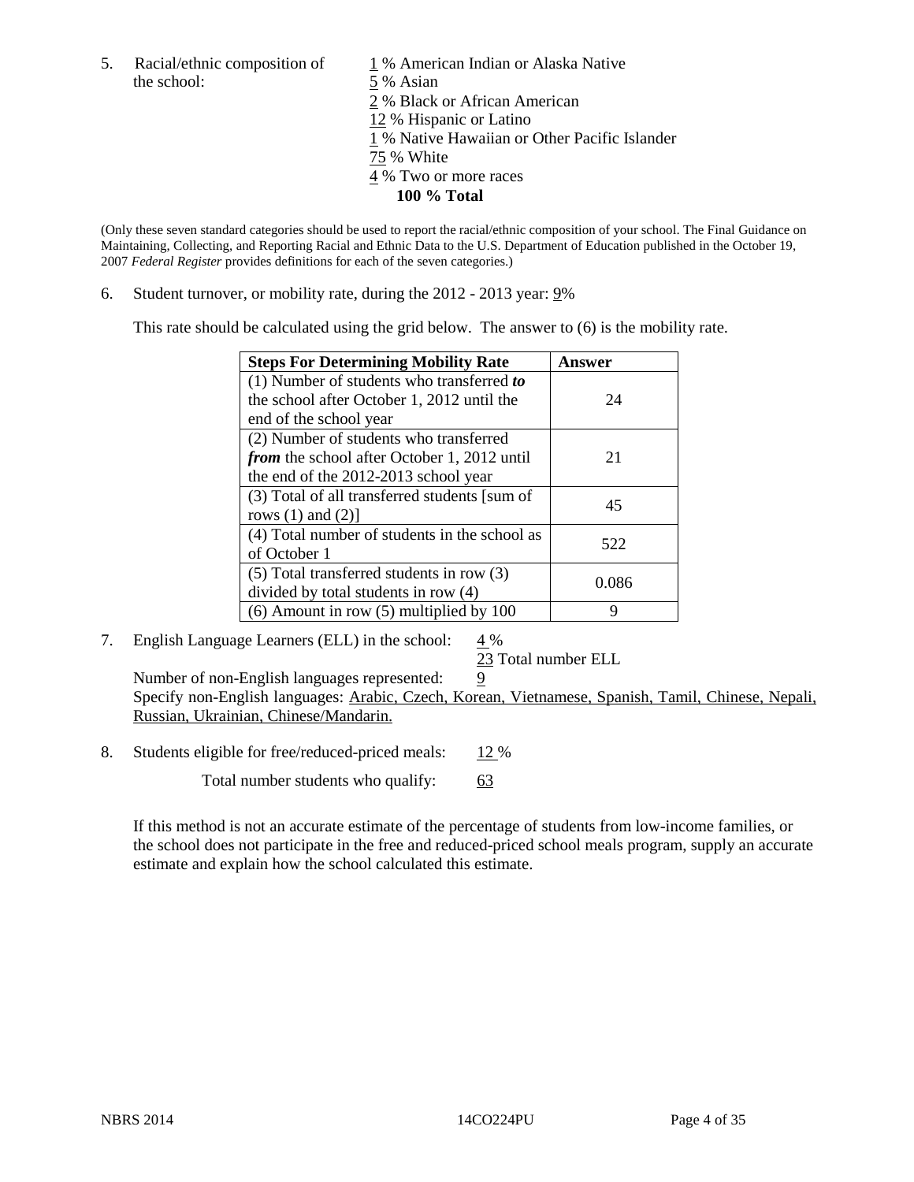5. Racial/ethnic composition of the school:

1 % American Indian or Alaska Native
5 % Asian
2 % Black or African American
12 % Hispanic or Latino
1 % Native Hawaiian or Other Pacific Islander
75 % White
4 % Two or more races
**100 % Total**

(Only these seven standard categories should be used to report the racial/ethnic composition of your school. The Final Guidance on Maintaining, Collecting, and Reporting Racial and Ethnic Data to the U.S. Department of Education published in the October 19, 2007 *Federal Register* provides definitions for each of the seven categories.)

6. Student turnover, or mobility rate, during the 2012 - 2013 year: 9%

This rate should be calculated using the grid below. The answer to (6) is the mobility rate.

| **Steps For Determining Mobility Rate** | **Answer** |
|---|---|
| (1) Number of students who transferred ***to*** the school after October 1, 2012 until the end of the school year | 24 |
| (2) Number of students who transferred ***from*** the school after October 1, 2012 until the end of the 2012-2013 school year | 21 |
| (3) Total of all transferred students [sum of rows (1) and (2)] | 45 |
| (4) Total number of students in the school as of October 1 | 522 |
| (5) Total transferred students in row (3) divided by total students in row (4) | 0.086 |
| (6) Amount in row (5) multiplied by 100 | 9 |

7. English Language Learners (ELL) in the school: 4 %
23 Total number ELL
Number of non-English languages represented: 9
Specify non-English languages: Arabic, Czech, Korean, Vietnamese, Spanish, Tamil, Chinese, Nepali, Russian, Ukrainian, Chinese/Mandarin.

8. Students eligible for free/reduced-priced meals: 12 %
Total number students who qualify: 63

If this method is not an accurate estimate of the percentage of students from low-income families, or the school does not participate in the free and reduced-priced school meals program, supply an accurate estimate and explain how the school calculated this estimate.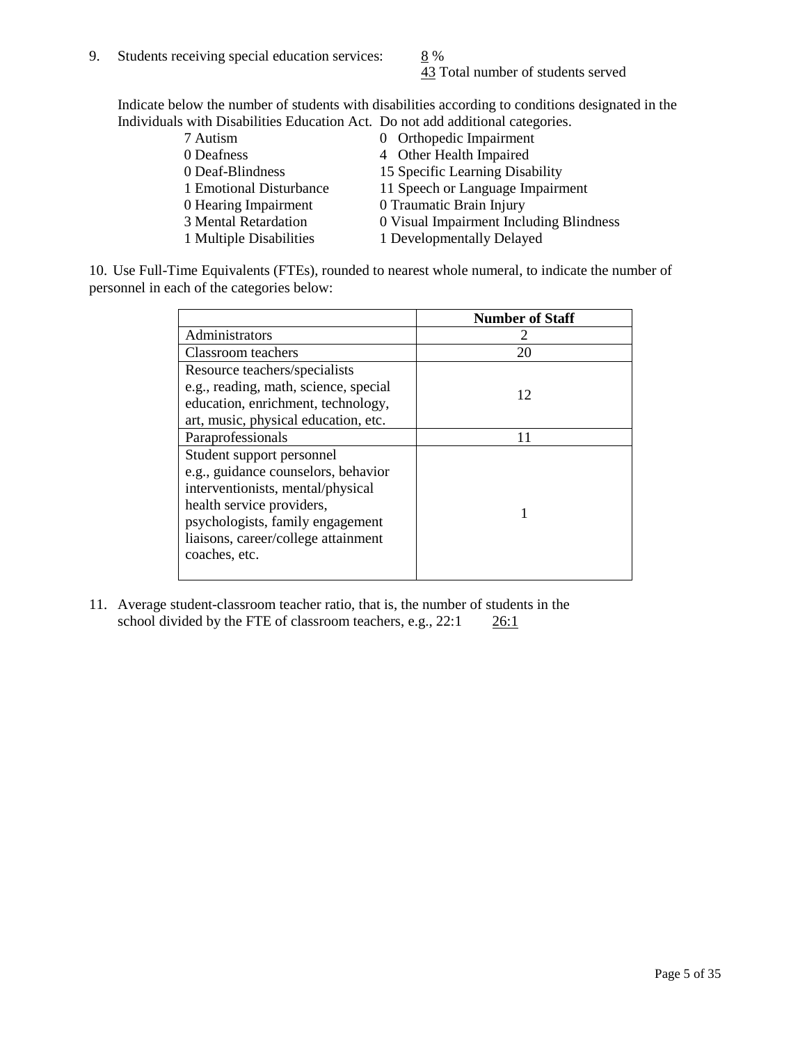9. Students receiving special education services: 8 %
   43 Total number of students served

   Indicate below the number of students with disabilities according to conditions designated in the Individuals with Disabilities Education Act. Do not add additional categories.

| | |
|---|---|
| 7 Autism | 0 Orthopedic Impairment |
| 0 Deafness | 4 Other Health Impaired |
| 0 Deaf-Blindness | 15 Specific Learning Disability |
| 1 Emotional Disturbance | 11 Speech or Language Impairment |
| 0 Hearing Impairment | 0 Traumatic Brain Injury |
| 3 Mental Retardation | 0 Visual Impairment Including Blindness |
| 1 Multiple Disabilities | 1 Developmentally Delayed |

10. Use Full-Time Equivalents (FTEs), rounded to nearest whole numeral, to indicate the number of personnel in each of the categories below:

| | Number of Staff |
|---|---|
| Administrators | 2 |
| Classroom teachers | 20 |
| Resource teachers/specialists e.g., reading, math, science, special education, enrichment, technology, art, music, physical education, etc. | 12 |
| Paraprofessionals | 11 |
| Student support personnel e.g., guidance counselors, behavior interventionists, mental/physical health service providers, psychologists, family engagement liaisons, career/college attainment coaches, etc. | 1 |

11. Average student-classroom teacher ratio, that is, the number of students in the school divided by the FTE of classroom teachers, e.g., 22:1 26:1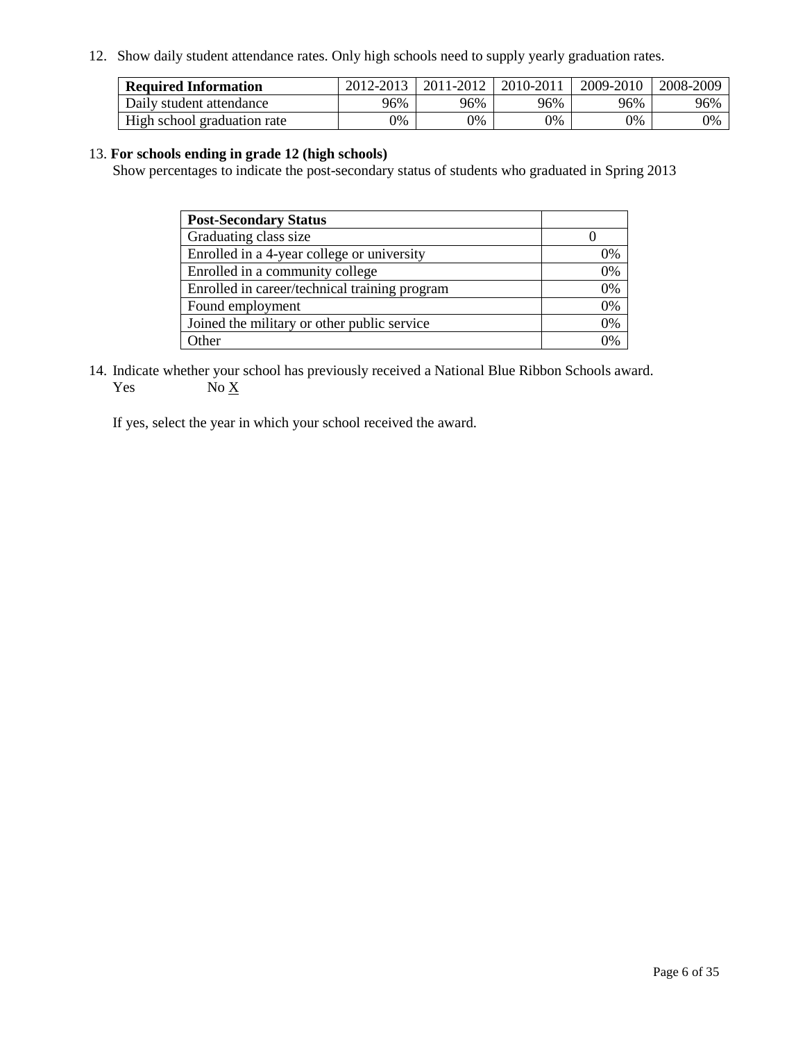12. Show daily student attendance rates. Only high schools need to supply yearly graduation rates.

| **Required Information** | 2012-2013 | 2011-2012 | 2010-2011 | 2009-2010 | 2008-2009 |
|---|---|---|---|---|---|
| Daily student attendance | 96% | 96% | 96% | 96% | 96% |
| High school graduation rate | 0% | 0% | 0% | 0% | 0% |

13. **For schools ending in grade 12 (high schools)**
Show percentages to indicate the post-secondary status of students who graduated in Spring 2013

| **Post-Secondary Status** | |
|---|---|
| Graduating class size | 0 |
| Enrolled in a 4-year college or university | 0% |
| Enrolled in a community college | 0% |
| Enrolled in career/technical training program | 0% |
| Found employment | 0% |
| Joined the military or other public service | 0% |
| Other | 0% |

14. Indicate whether your school has previously received a National Blue Ribbon Schools award.
Yes No X

If yes, select the year in which your school received the award.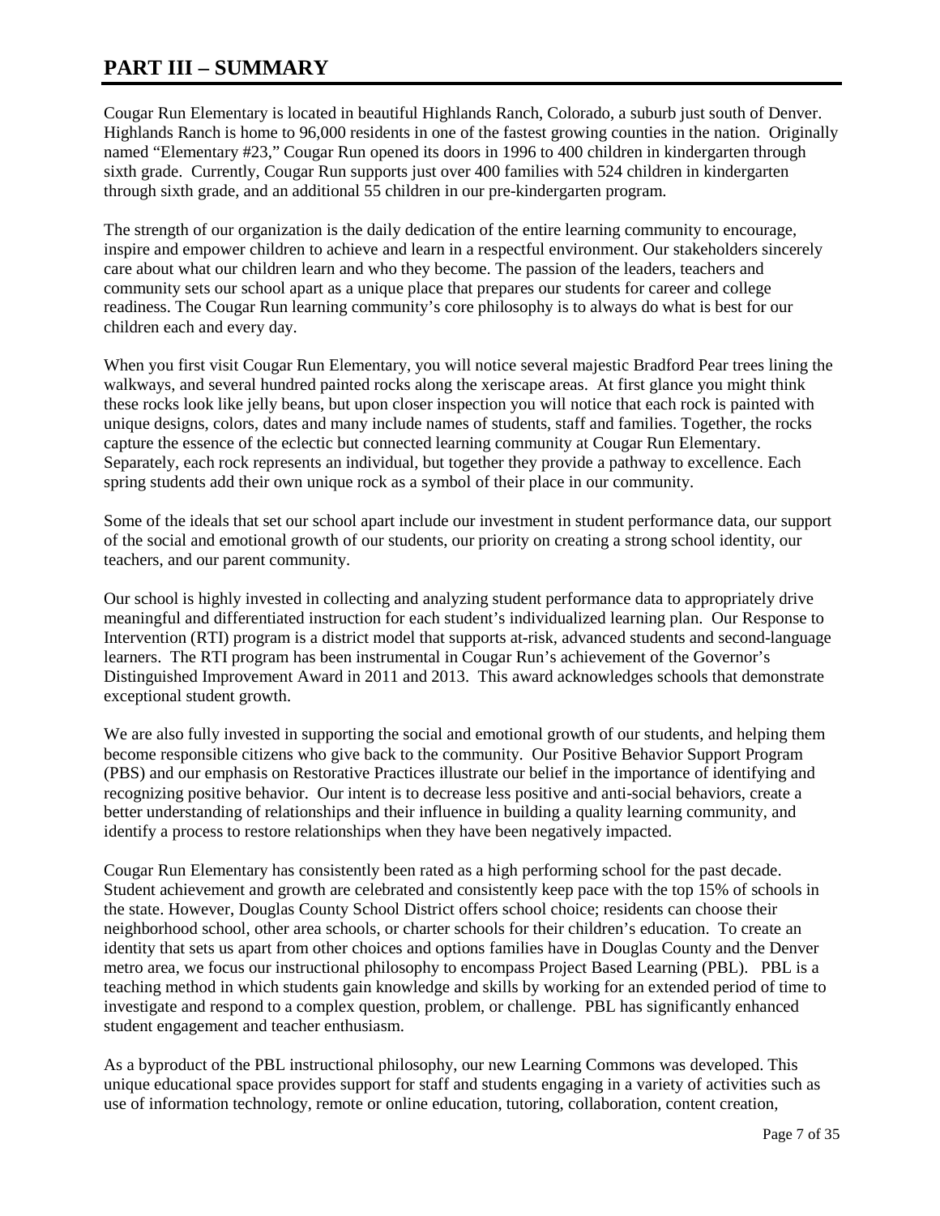# PART III – SUMMARY

Cougar Run Elementary is located in beautiful Highlands Ranch, Colorado, a suburb just south of Denver. Highlands Ranch is home to 96,000 residents in one of the fastest growing counties in the nation. Originally named "Elementary #23," Cougar Run opened its doors in 1996 to 400 children in kindergarten through sixth grade. Currently, Cougar Run supports just over 400 families with 524 children in kindergarten through sixth grade, and an additional 55 children in our pre-kindergarten program.

The strength of our organization is the daily dedication of the entire learning community to encourage, inspire and empower children to achieve and learn in a respectful environment. Our stakeholders sincerely care about what our children learn and who they become. The passion of the leaders, teachers and community sets our school apart as a unique place that prepares our students for career and college readiness. The Cougar Run learning community's core philosophy is to always do what is best for our children each and every day.

When you first visit Cougar Run Elementary, you will notice several majestic Bradford Pear trees lining the walkways, and several hundred painted rocks along the xeriscape areas. At first glance you might think these rocks look like jelly beans, but upon closer inspection you will notice that each rock is painted with unique designs, colors, dates and many include names of students, staff and families. Together, the rocks capture the essence of the eclectic but connected learning community at Cougar Run Elementary. Separately, each rock represents an individual, but together they provide a pathway to excellence. Each spring students add their own unique rock as a symbol of their place in our community.

Some of the ideals that set our school apart include our investment in student performance data, our support of the social and emotional growth of our students, our priority on creating a strong school identity, our teachers, and our parent community.

Our school is highly invested in collecting and analyzing student performance data to appropriately drive meaningful and differentiated instruction for each student's individualized learning plan. Our Response to Intervention (RTI) program is a district model that supports at-risk, advanced students and second-language learners. The RTI program has been instrumental in Cougar Run's achievement of the Governor's Distinguished Improvement Award in 2011 and 2013. This award acknowledges schools that demonstrate exceptional student growth.

We are also fully invested in supporting the social and emotional growth of our students, and helping them become responsible citizens who give back to the community. Our Positive Behavior Support Program (PBS) and our emphasis on Restorative Practices illustrate our belief in the importance of identifying and recognizing positive behavior. Our intent is to decrease less positive and anti-social behaviors, create a better understanding of relationships and their influence in building a quality learning community, and identify a process to restore relationships when they have been negatively impacted.

Cougar Run Elementary has consistently been rated as a high performing school for the past decade. Student achievement and growth are celebrated and consistently keep pace with the top 15% of schools in the state. However, Douglas County School District offers school choice; residents can choose their neighborhood school, other area schools, or charter schools for their children's education. To create an identity that sets us apart from other choices and options families have in Douglas County and the Denver metro area, we focus our instructional philosophy to encompass Project Based Learning (PBL). PBL is a teaching method in which students gain knowledge and skills by working for an extended period of time to investigate and respond to a complex question, problem, or challenge. PBL has significantly enhanced student engagement and teacher enthusiasm.

As a byproduct of the PBL instructional philosophy, our new Learning Commons was developed. This unique educational space provides support for staff and students engaging in a variety of activities such as use of information technology, remote or online education, tutoring, collaboration, content creation,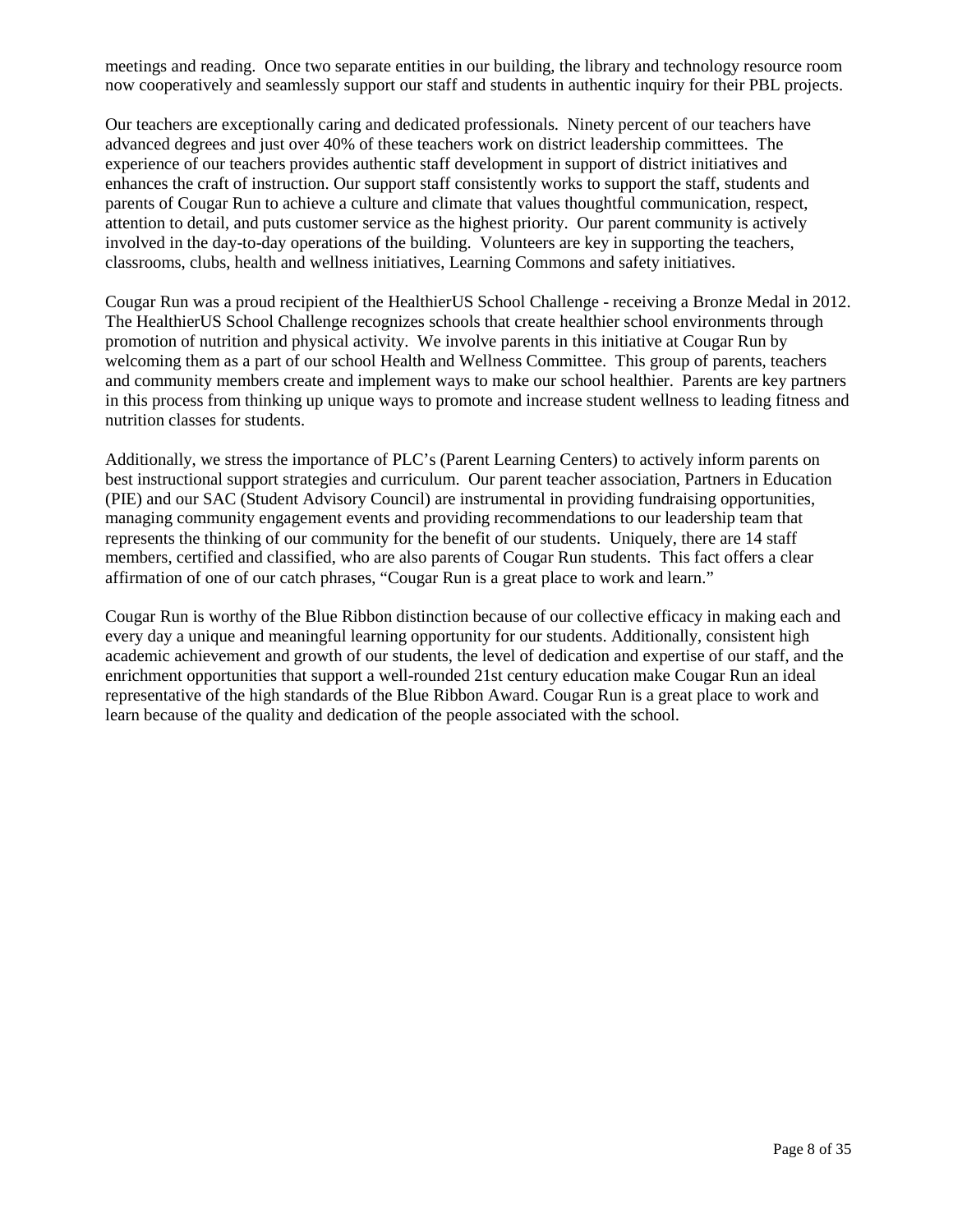meetings and reading. Once two separate entities in our building, the library and technology resource room now cooperatively and seamlessly support our staff and students in authentic inquiry for their PBL projects.

Our teachers are exceptionally caring and dedicated professionals. Ninety percent of our teachers have advanced degrees and just over 40% of these teachers work on district leadership committees. The experience of our teachers provides authentic staff development in support of district initiatives and enhances the craft of instruction. Our support staff consistently works to support the staff, students and parents of Cougar Run to achieve a culture and climate that values thoughtful communication, respect, attention to detail, and puts customer service as the highest priority. Our parent community is actively involved in the day-to-day operations of the building. Volunteers are key in supporting the teachers, classrooms, clubs, health and wellness initiatives, Learning Commons and safety initiatives.

Cougar Run was a proud recipient of the HealthierUS School Challenge - receiving a Bronze Medal in 2012. The HealthierUS School Challenge recognizes schools that create healthier school environments through promotion of nutrition and physical activity. We involve parents in this initiative at Cougar Run by welcoming them as a part of our school Health and Wellness Committee. This group of parents, teachers and community members create and implement ways to make our school healthier. Parents are key partners in this process from thinking up unique ways to promote and increase student wellness to leading fitness and nutrition classes for students.

Additionally, we stress the importance of PLC's (Parent Learning Centers) to actively inform parents on best instructional support strategies and curriculum. Our parent teacher association, Partners in Education (PIE) and our SAC (Student Advisory Council) are instrumental in providing fundraising opportunities, managing community engagement events and providing recommendations to our leadership team that represents the thinking of our community for the benefit of our students. Uniquely, there are 14 staff members, certified and classified, who are also parents of Cougar Run students. This fact offers a clear affirmation of one of our catch phrases, "Cougar Run is a great place to work and learn."

Cougar Run is worthy of the Blue Ribbon distinction because of our collective efficacy in making each and every day a unique and meaningful learning opportunity for our students. Additionally, consistent high academic achievement and growth of our students, the level of dedication and expertise of our staff, and the enrichment opportunities that support a well-rounded 21st century education make Cougar Run an ideal representative of the high standards of the Blue Ribbon Award. Cougar Run is a great place to work and learn because of the quality and dedication of the people associated with the school.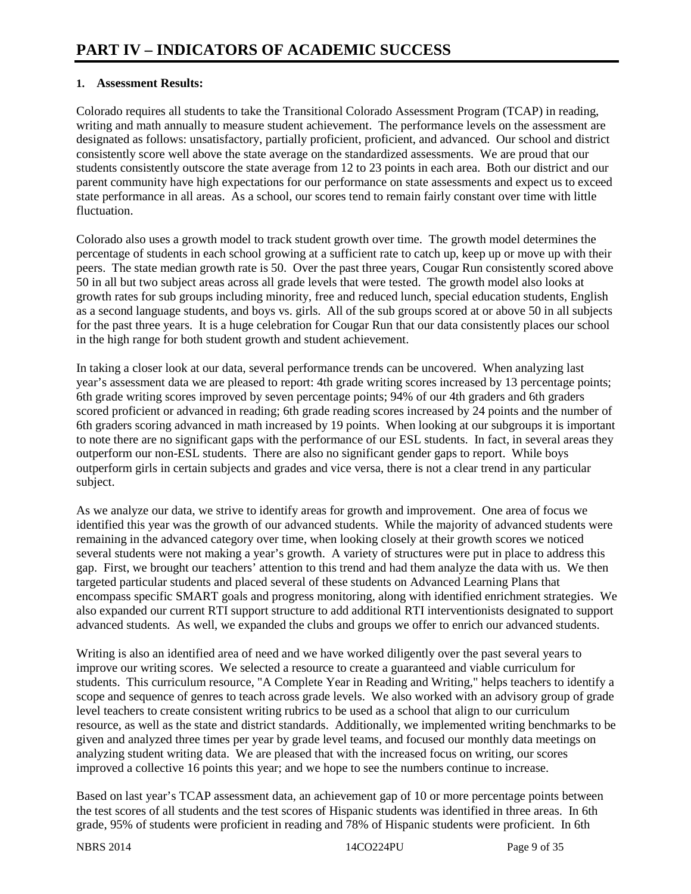# PART IV – INDICATORS OF ACADEMIC SUCCESS

**1. Assessment Results:**

Colorado requires all students to take the Transitional Colorado Assessment Program (TCAP) in reading, writing and math annually to measure student achievement. The performance levels on the assessment are designated as follows: unsatisfactory, partially proficient, proficient, and advanced. Our school and district consistently score well above the state average on the standardized assessments. We are proud that our students consistently outscore the state average from 12 to 23 points in each area. Both our district and our parent community have high expectations for our performance on state assessments and expect us to exceed state performance in all areas. As a school, our scores tend to remain fairly constant over time with little fluctuation.

Colorado also uses a growth model to track student growth over time. The growth model determines the percentage of students in each school growing at a sufficient rate to catch up, keep up or move up with their peers. The state median growth rate is 50. Over the past three years, Cougar Run consistently scored above 50 in all but two subject areas across all grade levels that were tested. The growth model also looks at growth rates for sub groups including minority, free and reduced lunch, special education students, English as a second language students, and boys vs. girls. All of the sub groups scored at or above 50 in all subjects for the past three years. It is a huge celebration for Cougar Run that our data consistently places our school in the high range for both student growth and student achievement.

In taking a closer look at our data, several performance trends can be uncovered. When analyzing last year's assessment data we are pleased to report: 4th grade writing scores increased by 13 percentage points; 6th grade writing scores improved by seven percentage points; 94% of our 4th graders and 6th graders scored proficient or advanced in reading; 6th grade reading scores increased by 24 points and the number of 6th graders scoring advanced in math increased by 19 points. When looking at our subgroups it is important to note there are no significant gaps with the performance of our ESL students. In fact, in several areas they outperform our non-ESL students. There are also no significant gender gaps to report. While boys outperform girls in certain subjects and grades and vice versa, there is not a clear trend in any particular subject.

As we analyze our data, we strive to identify areas for growth and improvement. One area of focus we identified this year was the growth of our advanced students. While the majority of advanced students were remaining in the advanced category over time, when looking closely at their growth scores we noticed several students were not making a year's growth. A variety of structures were put in place to address this gap. First, we brought our teachers' attention to this trend and had them analyze the data with us. We then targeted particular students and placed several of these students on Advanced Learning Plans that encompass specific SMART goals and progress monitoring, along with identified enrichment strategies. We also expanded our current RTI support structure to add additional RTI interventionists designated to support advanced students. As well, we expanded the clubs and groups we offer to enrich our advanced students.

Writing is also an identified area of need and we have worked diligently over the past several years to improve our writing scores. We selected a resource to create a guaranteed and viable curriculum for students. This curriculum resource, "A Complete Year in Reading and Writing," helps teachers to identify a scope and sequence of genres to teach across grade levels. We also worked with an advisory group of grade level teachers to create consistent writing rubrics to be used as a school that align to our curriculum resource, as well as the state and district standards. Additionally, we implemented writing benchmarks to be given and analyzed three times per year by grade level teams, and focused our monthly data meetings on analyzing student writing data. We are pleased that with the increased focus on writing, our scores improved a collective 16 points this year; and we hope to see the numbers continue to increase.

Based on last year's TCAP assessment data, an achievement gap of 10 or more percentage points between the test scores of all students and the test scores of Hispanic students was identified in three areas. In 6th grade, 95% of students were proficient in reading and 78% of Hispanic students were proficient. In 6th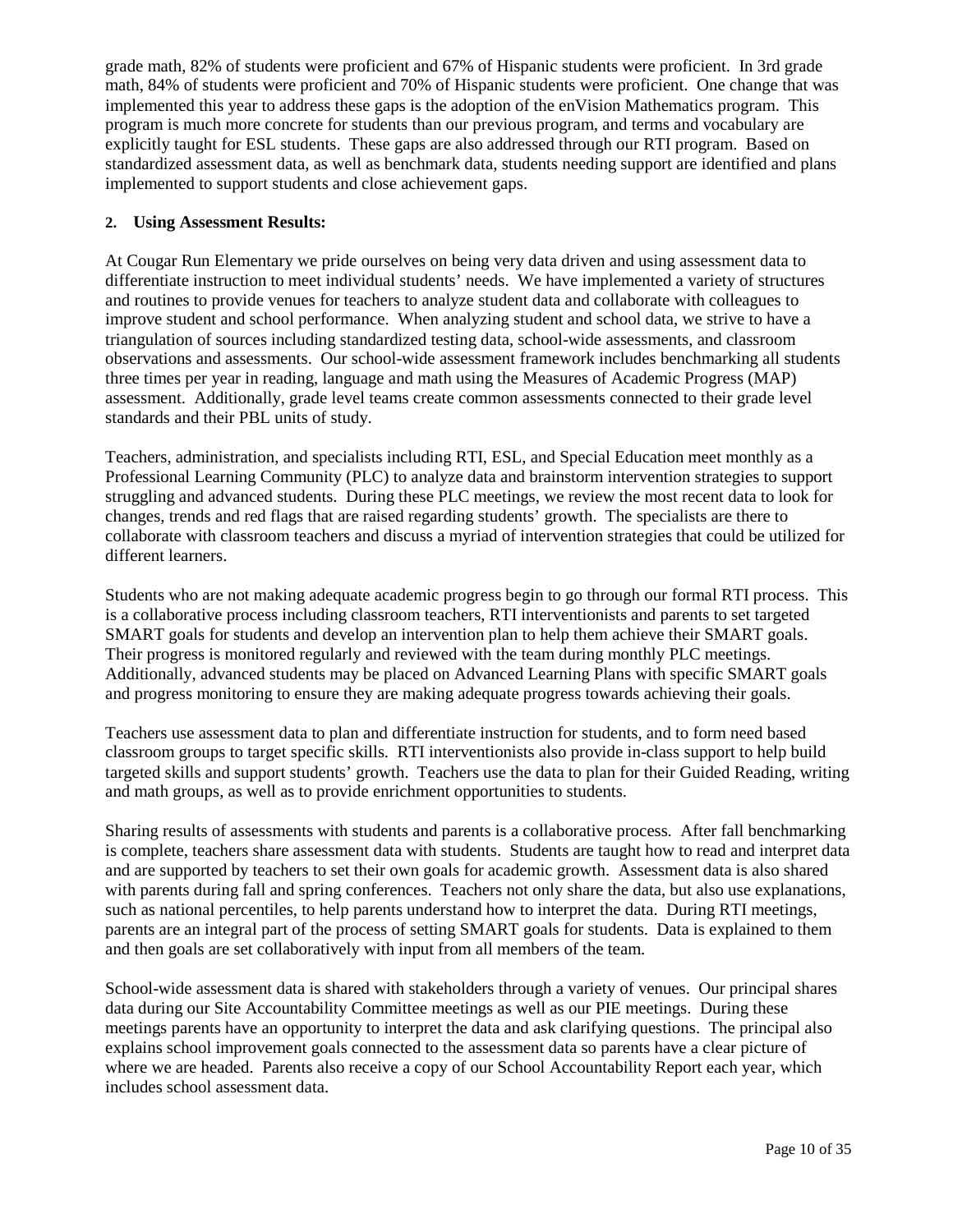grade math, 82% of students were proficient and 67% of Hispanic students were proficient. In 3rd grade math, 84% of students were proficient and 70% of Hispanic students were proficient. One change that was implemented this year to address these gaps is the adoption of the enVision Mathematics program. This program is much more concrete for students than our previous program, and terms and vocabulary are explicitly taught for ESL students. These gaps are also addressed through our RTI program. Based on standardized assessment data, as well as benchmark data, students needing support are identified and plans implemented to support students and close achievement gaps.

**2. Using Assessment Results:**

At Cougar Run Elementary we pride ourselves on being very data driven and using assessment data to differentiate instruction to meet individual students' needs. We have implemented a variety of structures and routines to provide venues for teachers to analyze student data and collaborate with colleagues to improve student and school performance. When analyzing student and school data, we strive to have a triangulation of sources including standardized testing data, school-wide assessments, and classroom observations and assessments. Our school-wide assessment framework includes benchmarking all students three times per year in reading, language and math using the Measures of Academic Progress (MAP) assessment. Additionally, grade level teams create common assessments connected to their grade level standards and their PBL units of study.

Teachers, administration, and specialists including RTI, ESL, and Special Education meet monthly as a Professional Learning Community (PLC) to analyze data and brainstorm intervention strategies to support struggling and advanced students. During these PLC meetings, we review the most recent data to look for changes, trends and red flags that are raised regarding students' growth. The specialists are there to collaborate with classroom teachers and discuss a myriad of intervention strategies that could be utilized for different learners.

Students who are not making adequate academic progress begin to go through our formal RTI process. This is a collaborative process including classroom teachers, RTI interventionists and parents to set targeted SMART goals for students and develop an intervention plan to help them achieve their SMART goals. Their progress is monitored regularly and reviewed with the team during monthly PLC meetings. Additionally, advanced students may be placed on Advanced Learning Plans with specific SMART goals and progress monitoring to ensure they are making adequate progress towards achieving their goals.

Teachers use assessment data to plan and differentiate instruction for students, and to form need based classroom groups to target specific skills. RTI interventionists also provide in-class support to help build targeted skills and support students' growth. Teachers use the data to plan for their Guided Reading, writing and math groups, as well as to provide enrichment opportunities to students.

Sharing results of assessments with students and parents is a collaborative process. After fall benchmarking is complete, teachers share assessment data with students. Students are taught how to read and interpret data and are supported by teachers to set their own goals for academic growth. Assessment data is also shared with parents during fall and spring conferences. Teachers not only share the data, but also use explanations, such as national percentiles, to help parents understand how to interpret the data. During RTI meetings, parents are an integral part of the process of setting SMART goals for students. Data is explained to them and then goals are set collaboratively with input from all members of the team.

School-wide assessment data is shared with stakeholders through a variety of venues. Our principal shares data during our Site Accountability Committee meetings as well as our PIE meetings. During these meetings parents have an opportunity to interpret the data and ask clarifying questions. The principal also explains school improvement goals connected to the assessment data so parents have a clear picture of where we are headed. Parents also receive a copy of our School Accountability Report each year, which includes school assessment data.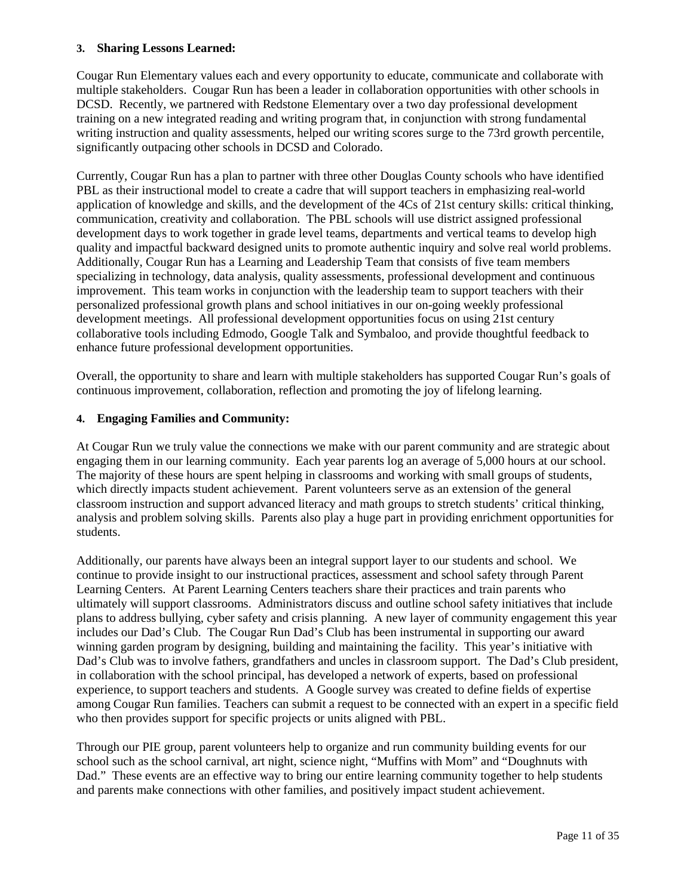### 3. Sharing Lessons Learned:

Cougar Run Elementary values each and every opportunity to educate, communicate and collaborate with multiple stakeholders. Cougar Run has been a leader in collaboration opportunities with other schools in DCSD. Recently, we partnered with Redstone Elementary over a two day professional development training on a new integrated reading and writing program that, in conjunction with strong fundamental writing instruction and quality assessments, helped our writing scores surge to the 73rd growth percentile, significantly outpacing other schools in DCSD and Colorado.

Currently, Cougar Run has a plan to partner with three other Douglas County schools who have identified PBL as their instructional model to create a cadre that will support teachers in emphasizing real-world application of knowledge and skills, and the development of the 4Cs of 21st century skills: critical thinking, communication, creativity and collaboration. The PBL schools will use district assigned professional development days to work together in grade level teams, departments and vertical teams to develop high quality and impactful backward designed units to promote authentic inquiry and solve real world problems. Additionally, Cougar Run has a Learning and Leadership Team that consists of five team members specializing in technology, data analysis, quality assessments, professional development and continuous improvement. This team works in conjunction with the leadership team to support teachers with their personalized professional growth plans and school initiatives in our on-going weekly professional development meetings. All professional development opportunities focus on using 21st century collaborative tools including Edmodo, Google Talk and Symbaloo, and provide thoughtful feedback to enhance future professional development opportunities.

Overall, the opportunity to share and learn with multiple stakeholders has supported Cougar Run's goals of continuous improvement, collaboration, reflection and promoting the joy of lifelong learning.

### 4. Engaging Families and Community:

At Cougar Run we truly value the connections we make with our parent community and are strategic about engaging them in our learning community. Each year parents log an average of 5,000 hours at our school. The majority of these hours are spent helping in classrooms and working with small groups of students, which directly impacts student achievement. Parent volunteers serve as an extension of the general classroom instruction and support advanced literacy and math groups to stretch students' critical thinking, analysis and problem solving skills. Parents also play a huge part in providing enrichment opportunities for students.

Additionally, our parents have always been an integral support layer to our students and school. We continue to provide insight to our instructional practices, assessment and school safety through Parent Learning Centers. At Parent Learning Centers teachers share their practices and train parents who ultimately will support classrooms. Administrators discuss and outline school safety initiatives that include plans to address bullying, cyber safety and crisis planning. A new layer of community engagement this year includes our Dad's Club. The Cougar Run Dad's Club has been instrumental in supporting our award winning garden program by designing, building and maintaining the facility. This year's initiative with Dad's Club was to involve fathers, grandfathers and uncles in classroom support. The Dad's Club president, in collaboration with the school principal, has developed a network of experts, based on professional experience, to support teachers and students. A Google survey was created to define fields of expertise among Cougar Run families. Teachers can submit a request to be connected with an expert in a specific field who then provides support for specific projects or units aligned with PBL.

Through our PIE group, parent volunteers help to organize and run community building events for our school such as the school carnival, art night, science night, "Muffins with Mom" and "Doughnuts with Dad." These events are an effective way to bring our entire learning community together to help students and parents make connections with other families, and positively impact student achievement.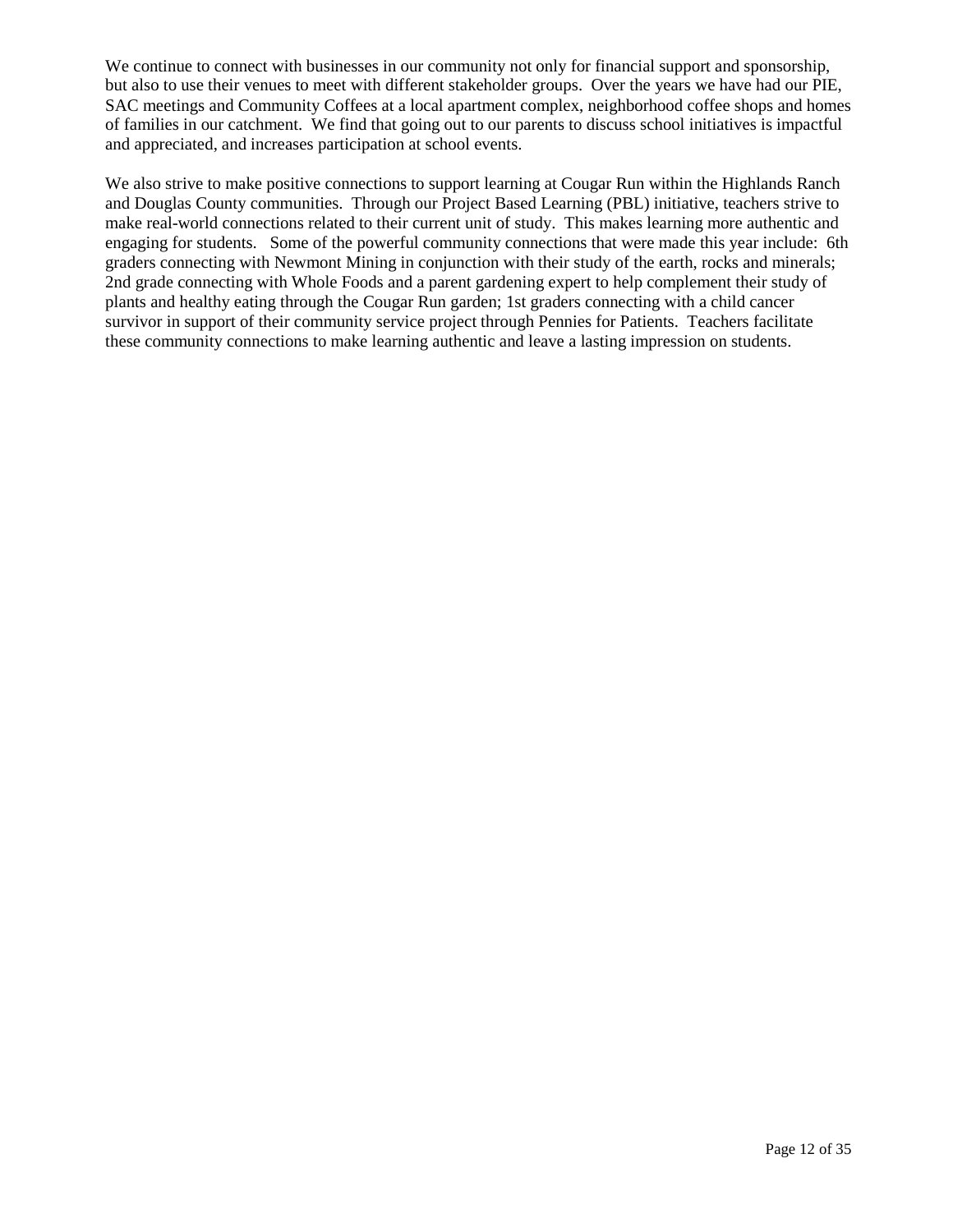We continue to connect with businesses in our community not only for financial support and sponsorship, but also to use their venues to meet with different stakeholder groups. Over the years we have had our PIE, SAC meetings and Community Coffees at a local apartment complex, neighborhood coffee shops and homes of families in our catchment. We find that going out to our parents to discuss school initiatives is impactful and appreciated, and increases participation at school events.

We also strive to make positive connections to support learning at Cougar Run within the Highlands Ranch and Douglas County communities. Through our Project Based Learning (PBL) initiative, teachers strive to make real-world connections related to their current unit of study. This makes learning more authentic and engaging for students. Some of the powerful community connections that were made this year include: 6th graders connecting with Newmont Mining in conjunction with their study of the earth, rocks and minerals; 2nd grade connecting with Whole Foods and a parent gardening expert to help complement their study of plants and healthy eating through the Cougar Run garden; 1st graders connecting with a child cancer survivor in support of their community service project through Pennies for Patients. Teachers facilitate these community connections to make learning authentic and leave a lasting impression on students.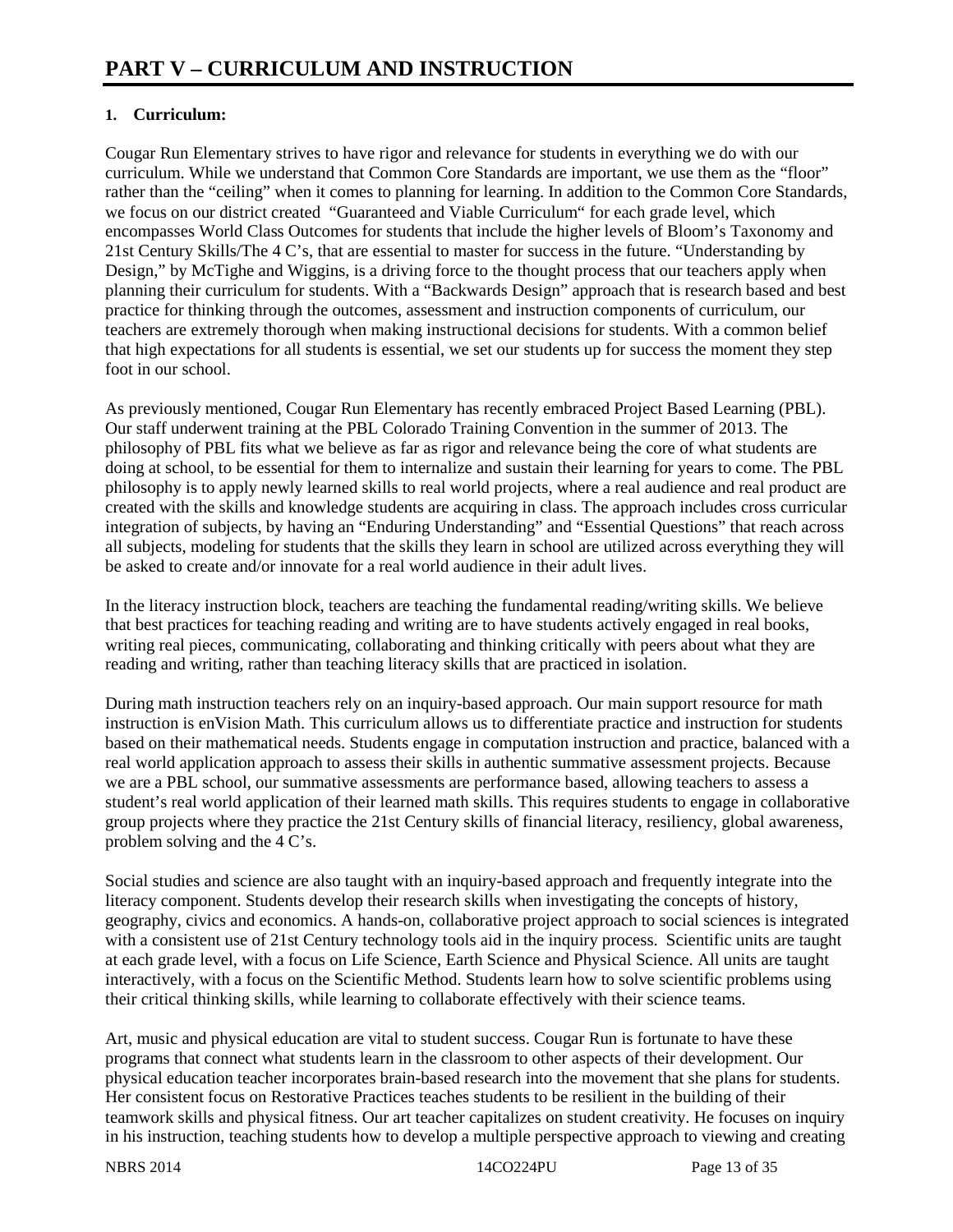# PART V – CURRICULUM AND INSTRUCTION

## 1. Curriculum:

Cougar Run Elementary strives to have rigor and relevance for students in everything we do with our curriculum. While we understand that Common Core Standards are important, we use them as the "floor" rather than the "ceiling" when it comes to planning for learning. In addition to the Common Core Standards, we focus on our district created "Guaranteed and Viable Curriculum" for each grade level, which encompasses World Class Outcomes for students that include the higher levels of Bloom's Taxonomy and 21st Century Skills/The 4 C's, that are essential to master for success in the future. "Understanding by Design," by McTighe and Wiggins, is a driving force to the thought process that our teachers apply when planning their curriculum for students. With a "Backwards Design" approach that is research based and best practice for thinking through the outcomes, assessment and instruction components of curriculum, our teachers are extremely thorough when making instructional decisions for students. With a common belief that high expectations for all students is essential, we set our students up for success the moment they step foot in our school.

As previously mentioned, Cougar Run Elementary has recently embraced Project Based Learning (PBL). Our staff underwent training at the PBL Colorado Training Convention in the summer of 2013. The philosophy of PBL fits what we believe as far as rigor and relevance being the core of what students are doing at school, to be essential for them to internalize and sustain their learning for years to come. The PBL philosophy is to apply newly learned skills to real world projects, where a real audience and real product are created with the skills and knowledge students are acquiring in class. The approach includes cross curricular integration of subjects, by having an "Enduring Understanding" and "Essential Questions" that reach across all subjects, modeling for students that the skills they learn in school are utilized across everything they will be asked to create and/or innovate for a real world audience in their adult lives.

In the literacy instruction block, teachers are teaching the fundamental reading/writing skills. We believe that best practices for teaching reading and writing are to have students actively engaged in real books, writing real pieces, communicating, collaborating and thinking critically with peers about what they are reading and writing, rather than teaching literacy skills that are practiced in isolation.

During math instruction teachers rely on an inquiry-based approach. Our main support resource for math instruction is enVision Math. This curriculum allows us to differentiate practice and instruction for students based on their mathematical needs. Students engage in computation instruction and practice, balanced with a real world application approach to assess their skills in authentic summative assessment projects. Because we are a PBL school, our summative assessments are performance based, allowing teachers to assess a student's real world application of their learned math skills. This requires students to engage in collaborative group projects where they practice the 21st Century skills of financial literacy, resiliency, global awareness, problem solving and the 4 C's.

Social studies and science are also taught with an inquiry-based approach and frequently integrate into the literacy component. Students develop their research skills when investigating the concepts of history, geography, civics and economics. A hands-on, collaborative project approach to social sciences is integrated with a consistent use of 21st Century technology tools aid in the inquiry process. Scientific units are taught at each grade level, with a focus on Life Science, Earth Science and Physical Science. All units are taught interactively, with a focus on the Scientific Method. Students learn how to solve scientific problems using their critical thinking skills, while learning to collaborate effectively with their science teams.

Art, music and physical education are vital to student success. Cougar Run is fortunate to have these programs that connect what students learn in the classroom to other aspects of their development. Our physical education teacher incorporates brain-based research into the movement that she plans for students. Her consistent focus on Restorative Practices teaches students to be resilient in the building of their teamwork skills and physical fitness. Our art teacher capitalizes on student creativity. He focuses on inquiry in his instruction, teaching students how to develop a multiple perspective approach to viewing and creating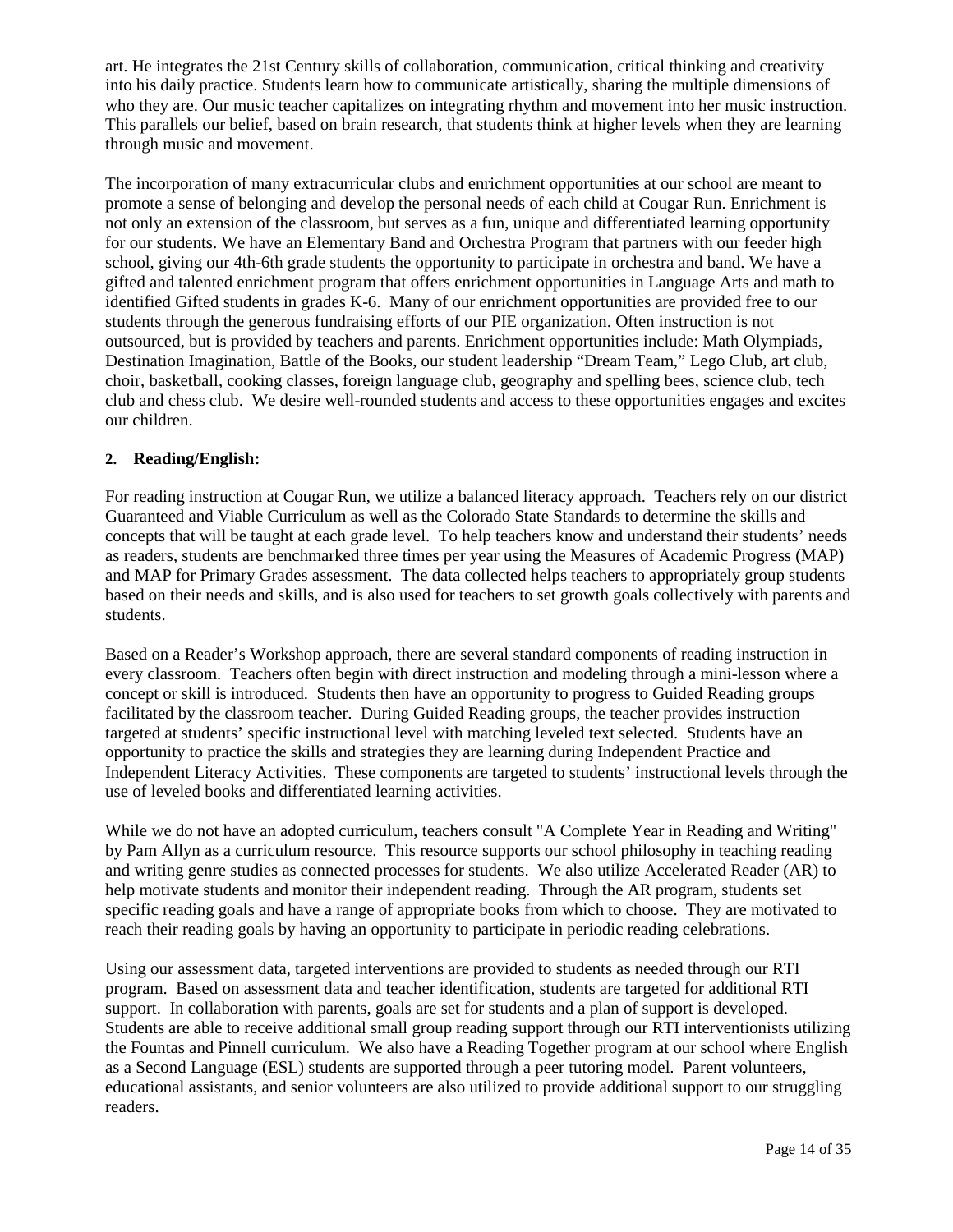art. He integrates the 21st Century skills of collaboration, communication, critical thinking and creativity into his daily practice. Students learn how to communicate artistically, sharing the multiple dimensions of who they are. Our music teacher capitalizes on integrating rhythm and movement into her music instruction. This parallels our belief, based on brain research, that students think at higher levels when they are learning through music and movement.

The incorporation of many extracurricular clubs and enrichment opportunities at our school are meant to promote a sense of belonging and develop the personal needs of each child at Cougar Run. Enrichment is not only an extension of the classroom, but serves as a fun, unique and differentiated learning opportunity for our students. We have an Elementary Band and Orchestra Program that partners with our feeder high school, giving our 4th-6th grade students the opportunity to participate in orchestra and band. We have a gifted and talented enrichment program that offers enrichment opportunities in Language Arts and math to identified Gifted students in grades K-6. Many of our enrichment opportunities are provided free to our students through the generous fundraising efforts of our PIE organization. Often instruction is not outsourced, but is provided by teachers and parents. Enrichment opportunities include: Math Olympiads, Destination Imagination, Battle of the Books, our student leadership "Dream Team," Lego Club, art club, choir, basketball, cooking classes, foreign language club, geography and spelling bees, science club, tech club and chess club. We desire well-rounded students and access to these opportunities engages and excites our children.

**2. Reading/English:**

For reading instruction at Cougar Run, we utilize a balanced literacy approach. Teachers rely on our district Guaranteed and Viable Curriculum as well as the Colorado State Standards to determine the skills and concepts that will be taught at each grade level. To help teachers know and understand their students' needs as readers, students are benchmarked three times per year using the Measures of Academic Progress (MAP) and MAP for Primary Grades assessment. The data collected helps teachers to appropriately group students based on their needs and skills, and is also used for teachers to set growth goals collectively with parents and students.

Based on a Reader's Workshop approach, there are several standard components of reading instruction in every classroom. Teachers often begin with direct instruction and modeling through a mini-lesson where a concept or skill is introduced. Students then have an opportunity to progress to Guided Reading groups facilitated by the classroom teacher. During Guided Reading groups, the teacher provides instruction targeted at students' specific instructional level with matching leveled text selected. Students have an opportunity to practice the skills and strategies they are learning during Independent Practice and Independent Literacy Activities. These components are targeted to students' instructional levels through the use of leveled books and differentiated learning activities.

While we do not have an adopted curriculum, teachers consult "A Complete Year in Reading and Writing" by Pam Allyn as a curriculum resource. This resource supports our school philosophy in teaching reading and writing genre studies as connected processes for students. We also utilize Accelerated Reader (AR) to help motivate students and monitor their independent reading. Through the AR program, students set specific reading goals and have a range of appropriate books from which to choose. They are motivated to reach their reading goals by having an opportunity to participate in periodic reading celebrations.

Using our assessment data, targeted interventions are provided to students as needed through our RTI program. Based on assessment data and teacher identification, students are targeted for additional RTI support. In collaboration with parents, goals are set for students and a plan of support is developed. Students are able to receive additional small group reading support through our RTI interventionists utilizing the Fountas and Pinnell curriculum. We also have a Reading Together program at our school where English as a Second Language (ESL) students are supported through a peer tutoring model. Parent volunteers, educational assistants, and senior volunteers are also utilized to provide additional support to our struggling readers.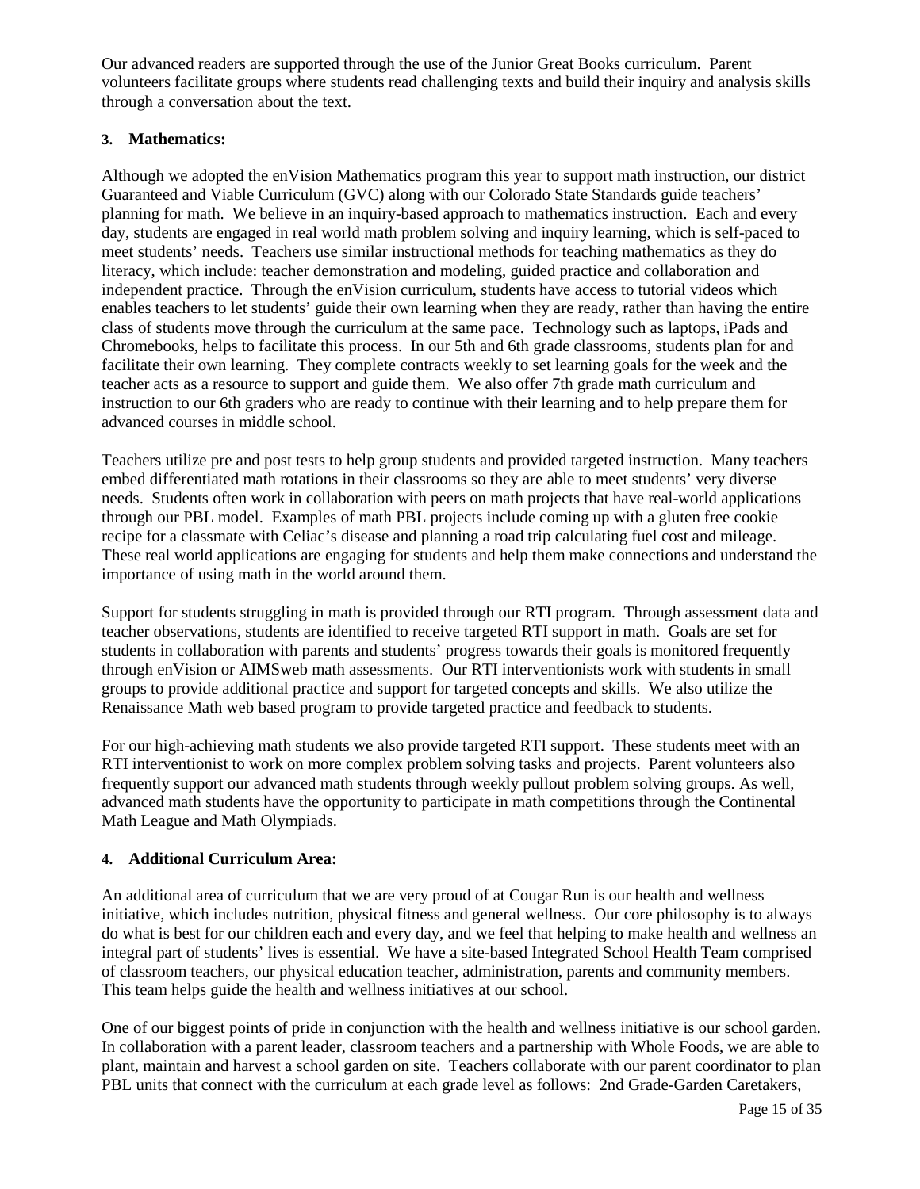Our advanced readers are supported through the use of the Junior Great Books curriculum. Parent volunteers facilitate groups where students read challenging texts and build their inquiry and analysis skills through a conversation about the text.

**3. Mathematics:**

Although we adopted the enVision Mathematics program this year to support math instruction, our district Guaranteed and Viable Curriculum (GVC) along with our Colorado State Standards guide teachers' planning for math. We believe in an inquiry-based approach to mathematics instruction. Each and every day, students are engaged in real world math problem solving and inquiry learning, which is self-paced to meet students' needs. Teachers use similar instructional methods for teaching mathematics as they do literacy, which include: teacher demonstration and modeling, guided practice and collaboration and independent practice. Through the enVision curriculum, students have access to tutorial videos which enables teachers to let students' guide their own learning when they are ready, rather than having the entire class of students move through the curriculum at the same pace. Technology such as laptops, iPads and Chromebooks, helps to facilitate this process. In our 5th and 6th grade classrooms, students plan for and facilitate their own learning. They complete contracts weekly to set learning goals for the week and the teacher acts as a resource to support and guide them. We also offer 7th grade math curriculum and instruction to our 6th graders who are ready to continue with their learning and to help prepare them for advanced courses in middle school.

Teachers utilize pre and post tests to help group students and provided targeted instruction. Many teachers embed differentiated math rotations in their classrooms so they are able to meet students' very diverse needs. Students often work in collaboration with peers on math projects that have real-world applications through our PBL model. Examples of math PBL projects include coming up with a gluten free cookie recipe for a classmate with Celiac's disease and planning a road trip calculating fuel cost and mileage. These real world applications are engaging for students and help them make connections and understand the importance of using math in the world around them.

Support for students struggling in math is provided through our RTI program. Through assessment data and teacher observations, students are identified to receive targeted RTI support in math. Goals are set for students in collaboration with parents and students' progress towards their goals is monitored frequently through enVision or AIMSweb math assessments. Our RTI interventionists work with students in small groups to provide additional practice and support for targeted concepts and skills. We also utilize the Renaissance Math web based program to provide targeted practice and feedback to students.

For our high-achieving math students we also provide targeted RTI support. These students meet with an RTI interventionist to work on more complex problem solving tasks and projects. Parent volunteers also frequently support our advanced math students through weekly pullout problem solving groups. As well, advanced math students have the opportunity to participate in math competitions through the Continental Math League and Math Olympiads.

**4. Additional Curriculum Area:**

An additional area of curriculum that we are very proud of at Cougar Run is our health and wellness initiative, which includes nutrition, physical fitness and general wellness. Our core philosophy is to always do what is best for our children each and every day, and we feel that helping to make health and wellness an integral part of students' lives is essential. We have a site-based Integrated School Health Team comprised of classroom teachers, our physical education teacher, administration, parents and community members. This team helps guide the health and wellness initiatives at our school.

One of our biggest points of pride in conjunction with the health and wellness initiative is our school garden. In collaboration with a parent leader, classroom teachers and a partnership with Whole Foods, we are able to plant, maintain and harvest a school garden on site. Teachers collaborate with our parent coordinator to plan PBL units that connect with the curriculum at each grade level as follows: 2nd Grade-Garden Caretakers,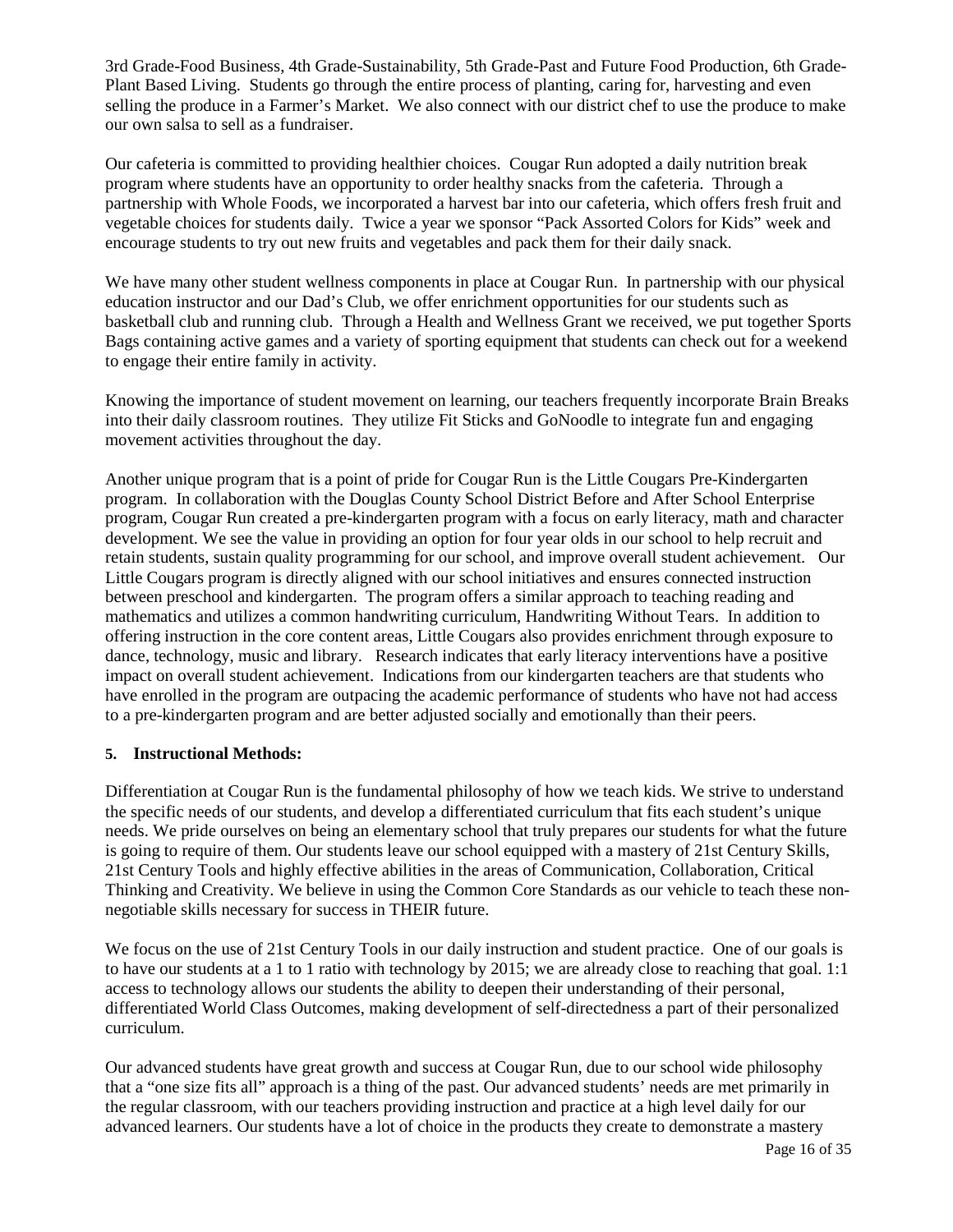3rd Grade-Food Business, 4th Grade-Sustainability, 5th Grade-Past and Future Food Production, 6th Grade-Plant Based Living. Students go through the entire process of planting, caring for, harvesting and even selling the produce in a Farmer's Market. We also connect with our district chef to use the produce to make our own salsa to sell as a fundraiser.

Our cafeteria is committed to providing healthier choices. Cougar Run adopted a daily nutrition break program where students have an opportunity to order healthy snacks from the cafeteria. Through a partnership with Whole Foods, we incorporated a harvest bar into our cafeteria, which offers fresh fruit and vegetable choices for students daily. Twice a year we sponsor "Pack Assorted Colors for Kids" week and encourage students to try out new fruits and vegetables and pack them for their daily snack.

We have many other student wellness components in place at Cougar Run. In partnership with our physical education instructor and our Dad's Club, we offer enrichment opportunities for our students such as basketball club and running club. Through a Health and Wellness Grant we received, we put together Sports Bags containing active games and a variety of sporting equipment that students can check out for a weekend to engage their entire family in activity.

Knowing the importance of student movement on learning, our teachers frequently incorporate Brain Breaks into their daily classroom routines. They utilize Fit Sticks and GoNoodle to integrate fun and engaging movement activities throughout the day.

Another unique program that is a point of pride for Cougar Run is the Little Cougars Pre-Kindergarten program. In collaboration with the Douglas County School District Before and After School Enterprise program, Cougar Run created a pre-kindergarten program with a focus on early literacy, math and character development. We see the value in providing an option for four year olds in our school to help recruit and retain students, sustain quality programming for our school, and improve overall student achievement. Our Little Cougars program is directly aligned with our school initiatives and ensures connected instruction between preschool and kindergarten. The program offers a similar approach to teaching reading and mathematics and utilizes a common handwriting curriculum, Handwriting Without Tears. In addition to offering instruction in the core content areas, Little Cougars also provides enrichment through exposure to dance, technology, music and library. Research indicates that early literacy interventions have a positive impact on overall student achievement. Indications from our kindergarten teachers are that students who have enrolled in the program are outpacing the academic performance of students who have not had access to a pre-kindergarten program and are better adjusted socially and emotionally than their peers.

**5. Instructional Methods:**

Differentiation at Cougar Run is the fundamental philosophy of how we teach kids. We strive to understand the specific needs of our students, and develop a differentiated curriculum that fits each student's unique needs. We pride ourselves on being an elementary school that truly prepares our students for what the future is going to require of them. Our students leave our school equipped with a mastery of 21st Century Skills, 21st Century Tools and highly effective abilities in the areas of Communication, Collaboration, Critical Thinking and Creativity. We believe in using the Common Core Standards as our vehicle to teach these non-negotiable skills necessary for success in THEIR future.

We focus on the use of 21st Century Tools in our daily instruction and student practice. One of our goals is to have our students at a 1 to 1 ratio with technology by 2015; we are already close to reaching that goal. 1:1 access to technology allows our students the ability to deepen their understanding of their personal, differentiated World Class Outcomes, making development of self-directedness a part of their personalized curriculum.

Our advanced students have great growth and success at Cougar Run, due to our school wide philosophy that a "one size fits all" approach is a thing of the past. Our advanced students' needs are met primarily in the regular classroom, with our teachers providing instruction and practice at a high level daily for our advanced learners. Our students have a lot of choice in the products they create to demonstrate a mastery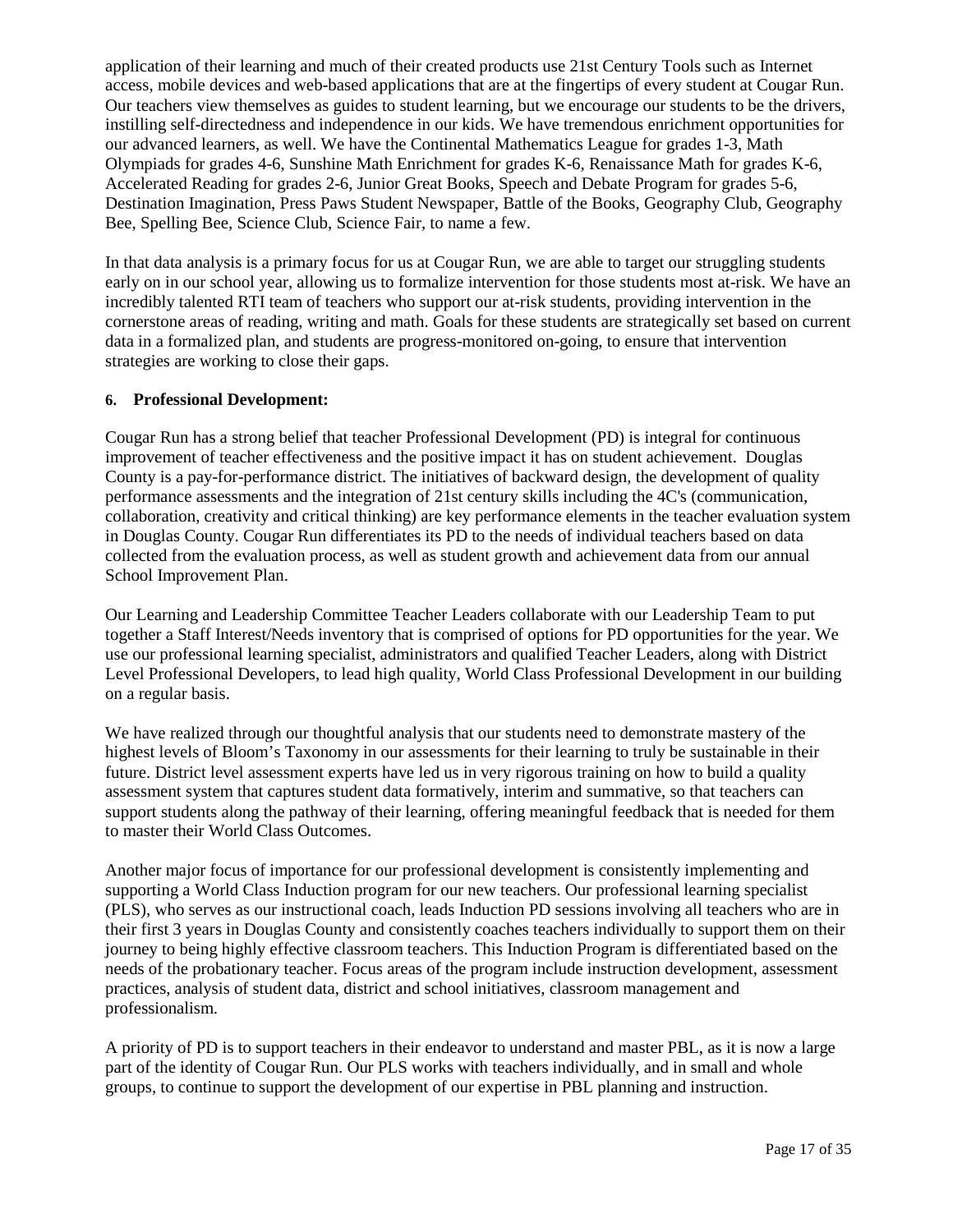application of their learning and much of their created products use 21st Century Tools such as Internet access, mobile devices and web-based applications that are at the fingertips of every student at Cougar Run. Our teachers view themselves as guides to student learning, but we encourage our students to be the drivers, instilling self-directedness and independence in our kids. We have tremendous enrichment opportunities for our advanced learners, as well. We have the Continental Mathematics League for grades 1-3, Math Olympiads for grades 4-6, Sunshine Math Enrichment for grades K-6, Renaissance Math for grades K-6, Accelerated Reading for grades 2-6, Junior Great Books, Speech and Debate Program for grades 5-6, Destination Imagination, Press Paws Student Newspaper, Battle of the Books, Geography Club, Geography Bee, Spelling Bee, Science Club, Science Fair, to name a few.

In that data analysis is a primary focus for us at Cougar Run, we are able to target our struggling students early on in our school year, allowing us to formalize intervention for those students most at-risk. We have an incredibly talented RTI team of teachers who support our at-risk students, providing intervention in the cornerstone areas of reading, writing and math. Goals for these students are strategically set based on current data in a formalized plan, and students are progress-monitored on-going, to ensure that intervention strategies are working to close their gaps.

**6. Professional Development:**

Cougar Run has a strong belief that teacher Professional Development (PD) is integral for continuous improvement of teacher effectiveness and the positive impact it has on student achievement. Douglas County is a pay-for-performance district. The initiatives of backward design, the development of quality performance assessments and the integration of 21st century skills including the 4C's (communication, collaboration, creativity and critical thinking) are key performance elements in the teacher evaluation system in Douglas County. Cougar Run differentiates its PD to the needs of individual teachers based on data collected from the evaluation process, as well as student growth and achievement data from our annual School Improvement Plan.

Our Learning and Leadership Committee Teacher Leaders collaborate with our Leadership Team to put together a Staff Interest/Needs inventory that is comprised of options for PD opportunities for the year. We use our professional learning specialist, administrators and qualified Teacher Leaders, along with District Level Professional Developers, to lead high quality, World Class Professional Development in our building on a regular basis.

We have realized through our thoughtful analysis that our students need to demonstrate mastery of the highest levels of Bloom's Taxonomy in our assessments for their learning to truly be sustainable in their future. District level assessment experts have led us in very rigorous training on how to build a quality assessment system that captures student data formatively, interim and summative, so that teachers can support students along the pathway of their learning, offering meaningful feedback that is needed for them to master their World Class Outcomes.

Another major focus of importance for our professional development is consistently implementing and supporting a World Class Induction program for our new teachers. Our professional learning specialist (PLS), who serves as our instructional coach, leads Induction PD sessions involving all teachers who are in their first 3 years in Douglas County and consistently coaches teachers individually to support them on their journey to being highly effective classroom teachers. This Induction Program is differentiated based on the needs of the probationary teacher. Focus areas of the program include instruction development, assessment practices, analysis of student data, district and school initiatives, classroom management and professionalism.

A priority of PD is to support teachers in their endeavor to understand and master PBL, as it is now a large part of the identity of Cougar Run. Our PLS works with teachers individually, and in small and whole groups, to continue to support the development of our expertise in PBL planning and instruction.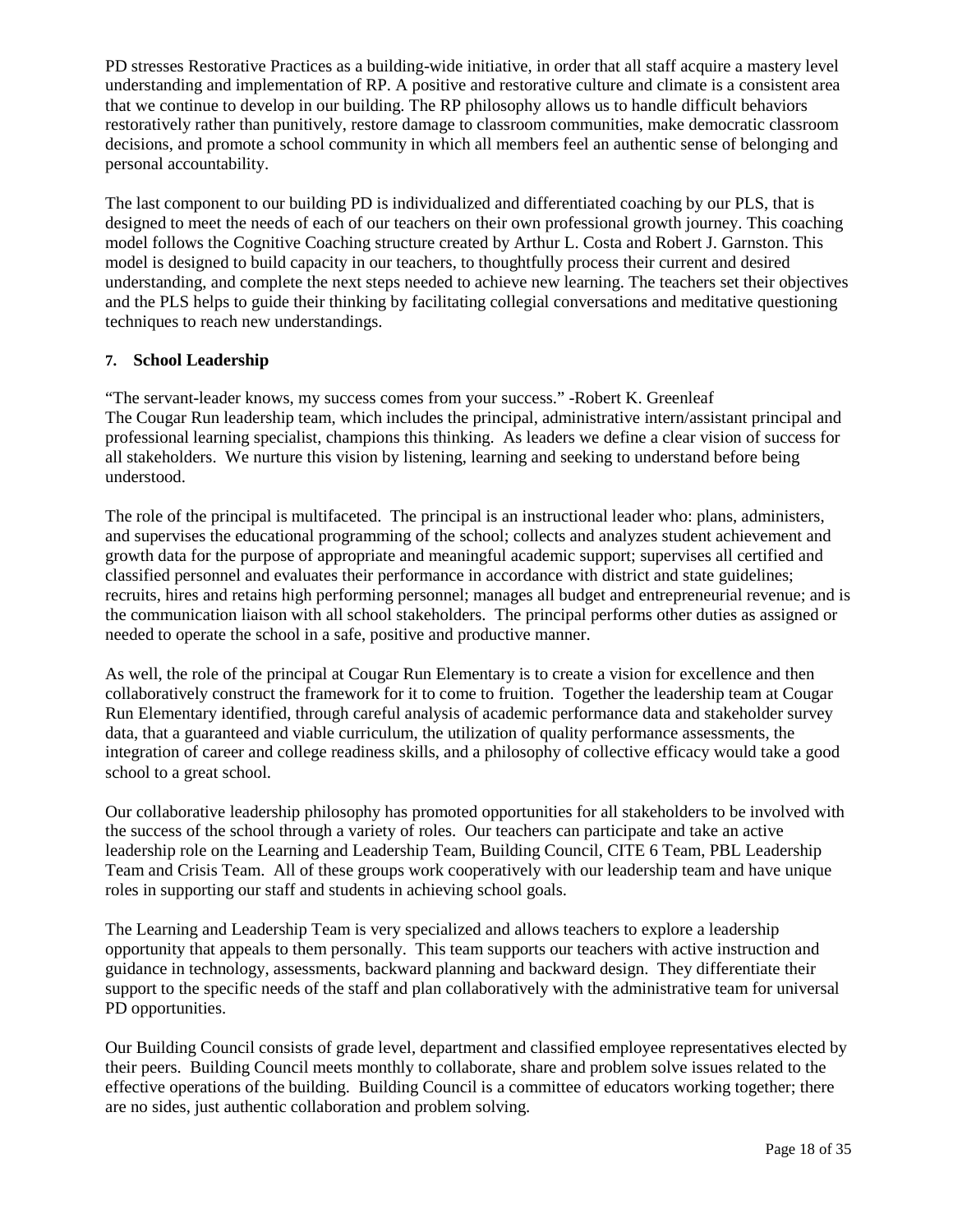PD stresses Restorative Practices as a building-wide initiative, in order that all staff acquire a mastery level understanding and implementation of RP. A positive and restorative culture and climate is a consistent area that we continue to develop in our building. The RP philosophy allows us to handle difficult behaviors restoratively rather than punitively, restore damage to classroom communities, make democratic classroom decisions, and promote a school community in which all members feel an authentic sense of belonging and personal accountability.

The last component to our building PD is individualized and differentiated coaching by our PLS, that is designed to meet the needs of each of our teachers on their own professional growth journey. This coaching model follows the Cognitive Coaching structure created by Arthur L. Costa and Robert J. Garnston. This model is designed to build capacity in our teachers, to thoughtfully process their current and desired understanding, and complete the next steps needed to achieve new learning. The teachers set their objectives and the PLS helps to guide their thinking by facilitating collegial conversations and meditative questioning techniques to reach new understandings.

**7. School Leadership**

"The servant-leader knows, my success comes from your success." -Robert K. Greenleaf
The Cougar Run leadership team, which includes the principal, administrative intern/assistant principal and professional learning specialist, champions this thinking. As leaders we define a clear vision of success for all stakeholders. We nurture this vision by listening, learning and seeking to understand before being understood.

The role of the principal is multifaceted. The principal is an instructional leader who: plans, administers, and supervises the educational programming of the school; collects and analyzes student achievement and growth data for the purpose of appropriate and meaningful academic support; supervises all certified and classified personnel and evaluates their performance in accordance with district and state guidelines; recruits, hires and retains high performing personnel; manages all budget and entrepreneurial revenue; and is the communication liaison with all school stakeholders. The principal performs other duties as assigned or needed to operate the school in a safe, positive and productive manner.

As well, the role of the principal at Cougar Run Elementary is to create a vision for excellence and then collaboratively construct the framework for it to come to fruition. Together the leadership team at Cougar Run Elementary identified, through careful analysis of academic performance data and stakeholder survey data, that a guaranteed and viable curriculum, the utilization of quality performance assessments, the integration of career and college readiness skills, and a philosophy of collective efficacy would take a good school to a great school.

Our collaborative leadership philosophy has promoted opportunities for all stakeholders to be involved with the success of the school through a variety of roles. Our teachers can participate and take an active leadership role on the Learning and Leadership Team, Building Council, CITE 6 Team, PBL Leadership Team and Crisis Team. All of these groups work cooperatively with our leadership team and have unique roles in supporting our staff and students in achieving school goals.

The Learning and Leadership Team is very specialized and allows teachers to explore a leadership opportunity that appeals to them personally. This team supports our teachers with active instruction and guidance in technology, assessments, backward planning and backward design. They differentiate their support to the specific needs of the staff and plan collaboratively with the administrative team for universal PD opportunities.

Our Building Council consists of grade level, department and classified employee representatives elected by their peers. Building Council meets monthly to collaborate, share and problem solve issues related to the effective operations of the building. Building Council is a committee of educators working together; there are no sides, just authentic collaboration and problem solving.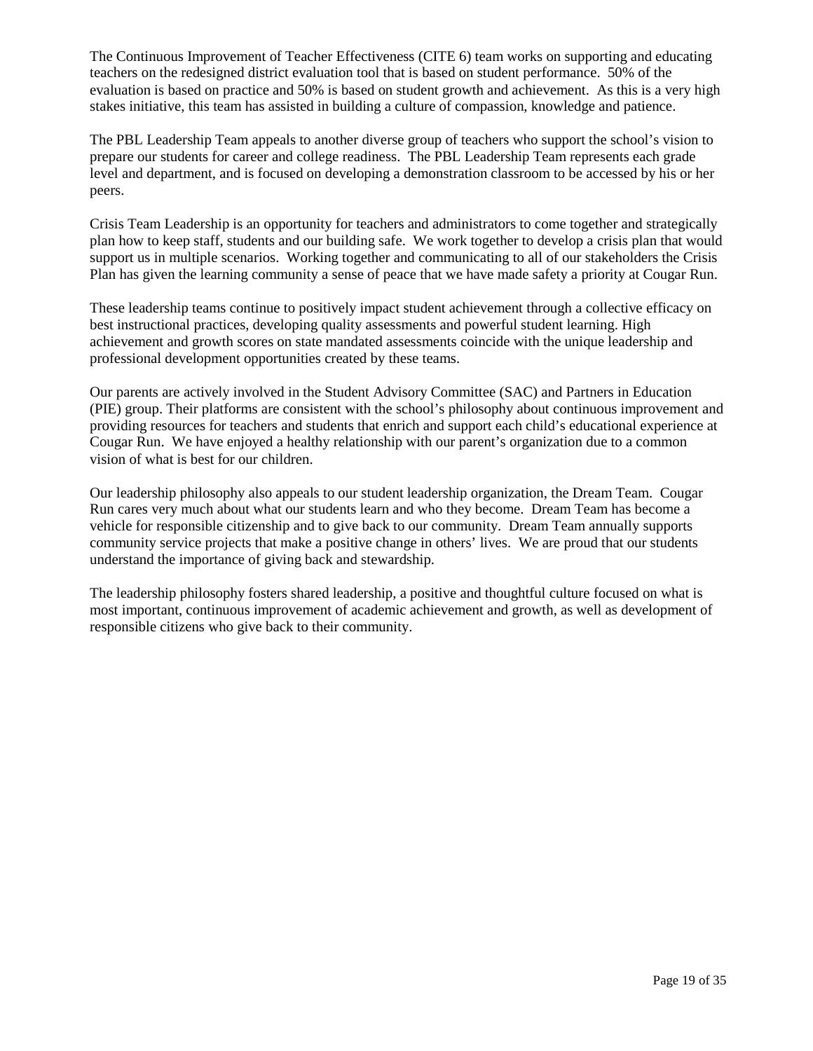The Continuous Improvement of Teacher Effectiveness (CITE 6) team works on supporting and educating teachers on the redesigned district evaluation tool that is based on student performance. 50% of the evaluation is based on practice and 50% is based on student growth and achievement. As this is a very high stakes initiative, this team has assisted in building a culture of compassion, knowledge and patience.

The PBL Leadership Team appeals to another diverse group of teachers who support the school's vision to prepare our students for career and college readiness. The PBL Leadership Team represents each grade level and department, and is focused on developing a demonstration classroom to be accessed by his or her peers.

Crisis Team Leadership is an opportunity for teachers and administrators to come together and strategically plan how to keep staff, students and our building safe. We work together to develop a crisis plan that would support us in multiple scenarios. Working together and communicating to all of our stakeholders the Crisis Plan has given the learning community a sense of peace that we have made safety a priority at Cougar Run.

These leadership teams continue to positively impact student achievement through a collective efficacy on best instructional practices, developing quality assessments and powerful student learning. High achievement and growth scores on state mandated assessments coincide with the unique leadership and professional development opportunities created by these teams.

Our parents are actively involved in the Student Advisory Committee (SAC) and Partners in Education (PIE) group. Their platforms are consistent with the school's philosophy about continuous improvement and providing resources for teachers and students that enrich and support each child's educational experience at Cougar Run. We have enjoyed a healthy relationship with our parent's organization due to a common vision of what is best for our children.

Our leadership philosophy also appeals to our student leadership organization, the Dream Team. Cougar Run cares very much about what our students learn and who they become. Dream Team has become a vehicle for responsible citizenship and to give back to our community. Dream Team annually supports community service projects that make a positive change in others' lives. We are proud that our students understand the importance of giving back and stewardship.

The leadership philosophy fosters shared leadership, a positive and thoughtful culture focused on what is most important, continuous improvement of academic achievement and growth, as well as development of responsible citizens who give back to their community.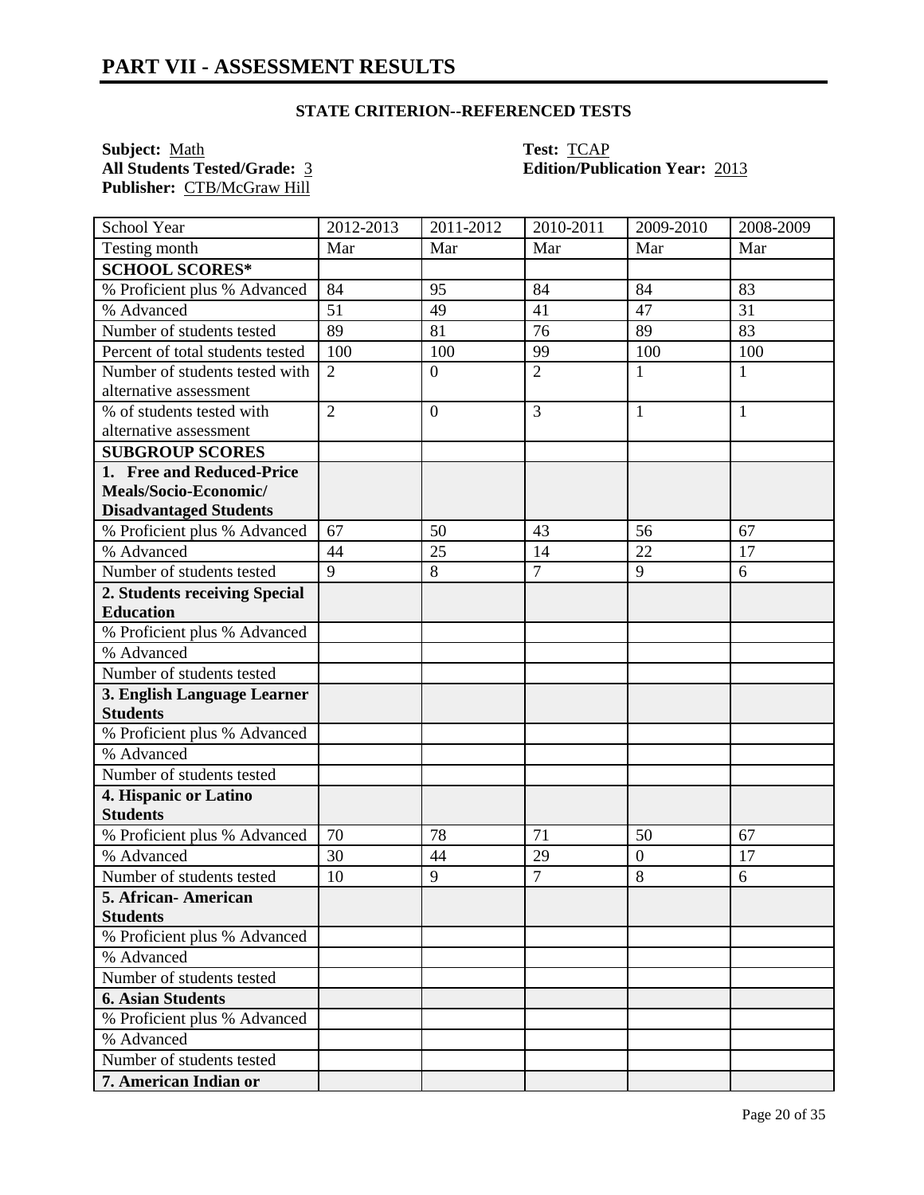# PART VII - ASSESSMENT RESULTS

### STATE CRITERION--REFERENCED TESTS

**Subject:** Math
**Test:** TCAP
**All Students Tested/Grade:** 3
**Edition/Publication Year:** 2013
**Publisher:** CTB/McGraw Hill

| School Year | 2012-2013 | 2011-2012 | 2010-2011 | 2009-2010 | 2008-2009 |
|---|---|---|---|---|---|
| Testing month | Mar | Mar | Mar | Mar | Mar |
| **SCHOOL SCORES*** | | | | | |
| % Proficient plus % Advanced | 84 | 95 | 84 | 84 | 83 |
| % Advanced | 51 | 49 | 41 | 47 | 31 |
| Number of students tested | 89 | 81 | 76 | 89 | 83 |
| Percent of total students tested | 100 | 100 | 99 | 100 | 100 |
| Number of students tested with alternative assessment | 2 | 0 | 2 | 1 | 1 |
| % of students tested with alternative assessment | 2 | 0 | 3 | 1 | 1 |
| **SUBGROUP SCORES** | | | | | |
| **1. Free and Reduced-Price Meals/Socio-Economic/ Disadvantaged Students** | | | | | |
| % Proficient plus % Advanced | 67 | 50 | 43 | 56 | 67 |
| % Advanced | 44 | 25 | 14 | 22 | 17 |
| Number of students tested | 9 | 8 | 7 | 9 | 6 |
| **2. Students receiving Special Education** | | | | | |
| % Proficient plus % Advanced | | | | | |
| % Advanced | | | | | |
| Number of students tested | | | | | |
| **3. English Language Learner Students** | | | | | |
| % Proficient plus % Advanced | | | | | |
| % Advanced | | | | | |
| Number of students tested | | | | | |
| **4. Hispanic or Latino Students** | | | | | |
| % Proficient plus % Advanced | 70 | 78 | 71 | 50 | 67 |
| % Advanced | 30 | 44 | 29 | 0 | 17 |
| Number of students tested | 10 | 9 | 7 | 8 | 6 |
| **5. African- American Students** | | | | | |
| % Proficient plus % Advanced | | | | | |
| % Advanced | | | | | |
| Number of students tested | | | | | |
| **6. Asian Students** | | | | | |
| % Proficient plus % Advanced | | | | | |
| % Advanced | | | | | |
| Number of students tested | | | | | |
| **7. American Indian or** | | | | | |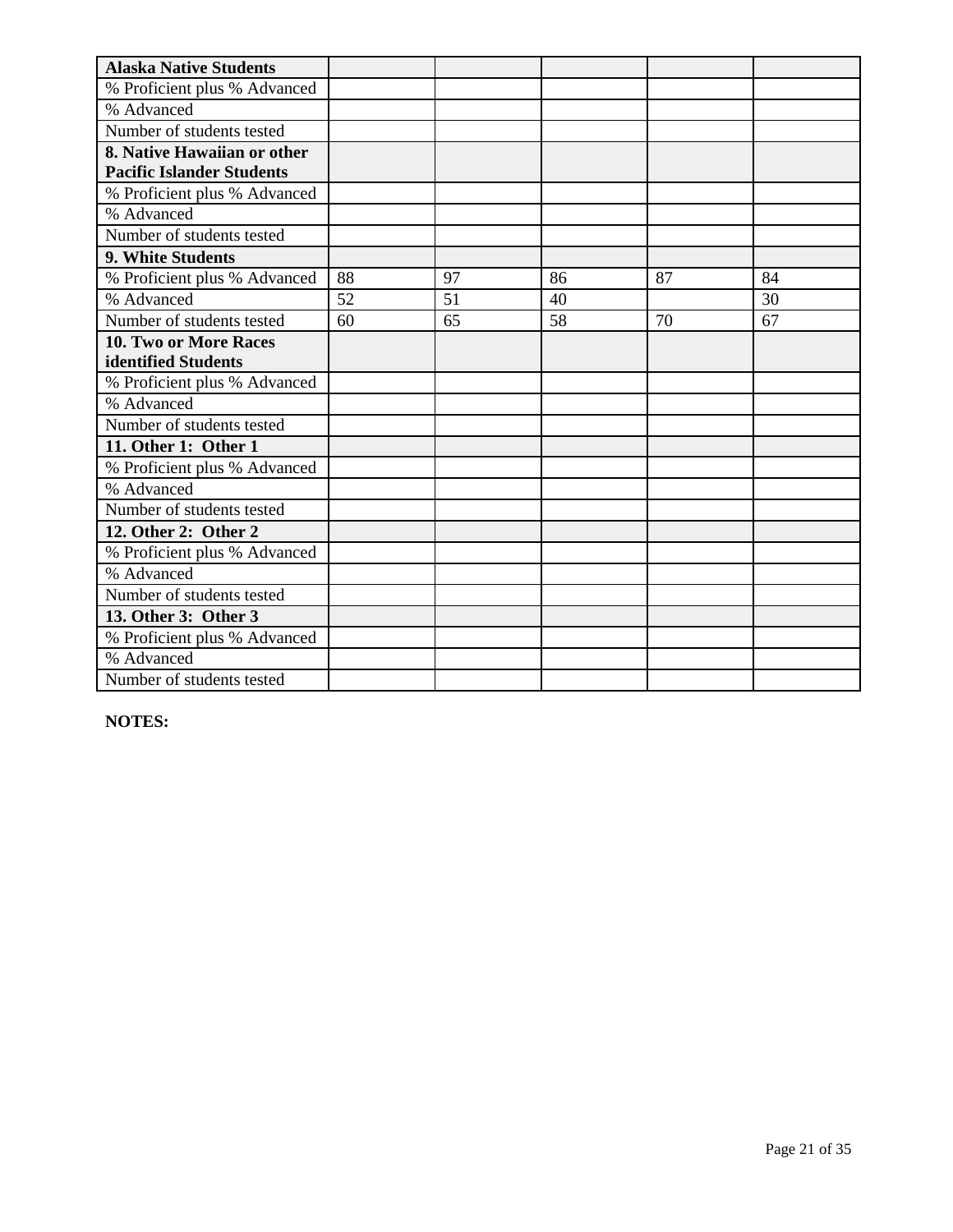| Alaska Native Students | | | | | |
|---|---|---|---|---|---|
| % Proficient plus % Advanced | | | | | |
| % Advanced | | | | | |
| Number of students tested | | | | | |
| **8. Native Hawaiian or other Pacific Islander Students** | | | | | |
| % Proficient plus % Advanced | | | | | |
| % Advanced | | | | | |
| Number of students tested | | | | | |
| **9. White Students** | | | | | |
| % Proficient plus % Advanced | 88 | 97 | 86 | 87 | 84 |
| % Advanced | 52 | 51 | 40 | | 30 |
| Number of students tested | 60 | 65 | 58 | 70 | 67 |
| **10. Two or More Races identified Students** | | | | | |
| % Proficient plus % Advanced | | | | | |
| % Advanced | | | | | |
| Number of students tested | | | | | |
| **11. Other 1: Other 1** | | | | | |
| % Proficient plus % Advanced | | | | | |
| % Advanced | | | | | |
| Number of students tested | | | | | |
| **12. Other 2: Other 2** | | | | | |
| % Proficient plus % Advanced | | | | | |
| % Advanced | | | | | |
| Number of students tested | | | | | |
| **13. Other 3: Other 3** | | | | | |
| % Proficient plus % Advanced | | | | | |
| % Advanced | | | | | |
| Number of students tested | | | | | |

**NOTES:**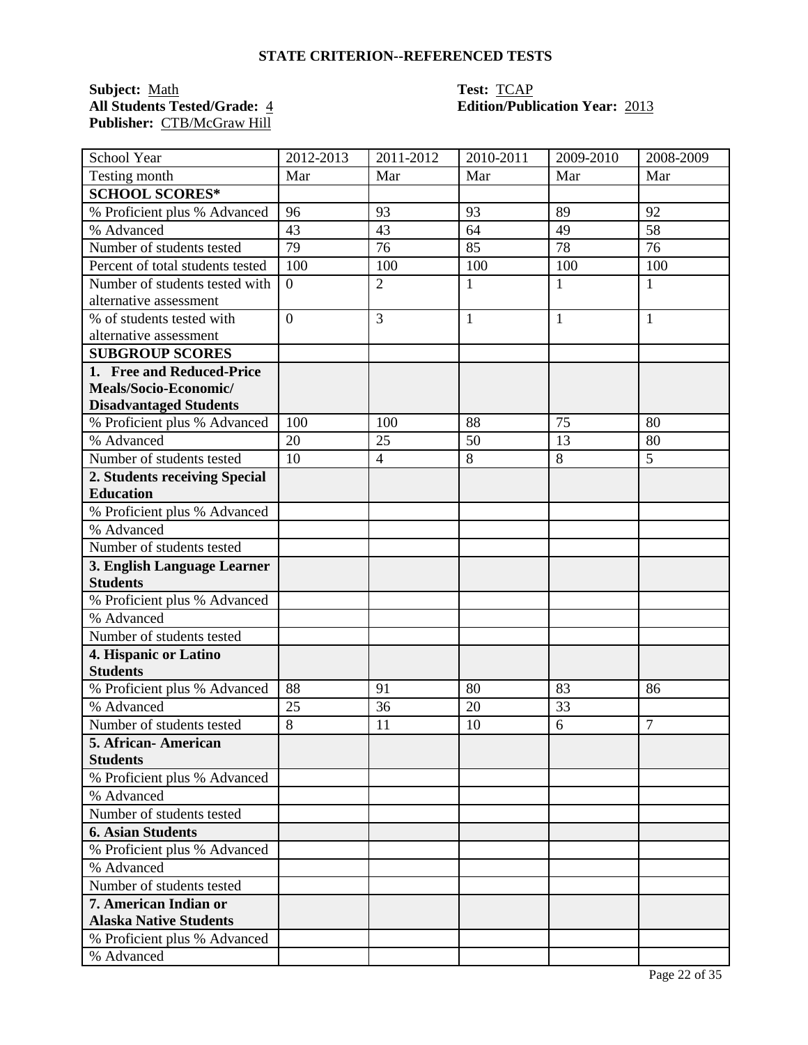## STATE CRITERION--REFERENCED TESTS

**Subject:** Math
**All Students Tested/Grade:** 4
**Publisher:** CTB/McGraw Hill

**Test:** TCAP
**Edition/Publication Year:** 2013

| School Year | 2012-2013 | 2011-2012 | 2010-2011 | 2009-2010 | 2008-2009 |
|---|---|---|---|---|---|
| Testing month | Mar | Mar | Mar | Mar | Mar |
| **SCHOOL SCORES*** | | | | | |
| % Proficient plus % Advanced | 96 | 93 | 93 | 89 | 92 |
| % Advanced | 43 | 43 | 64 | 49 | 58 |
| Number of students tested | 79 | 76 | 85 | 78 | 76 |
| Percent of total students tested | 100 | 100 | 100 | 100 | 100 |
| Number of students tested with alternative assessment | 0 | 2 | 1 | 1 | 1 |
| % of students tested with alternative assessment | 0 | 3 | 1 | 1 | 1 |
| **SUBGROUP SCORES** | | | | | |
| **1. Free and Reduced-Price Meals/Socio-Economic/ Disadvantaged Students** | | | | | |
| % Proficient plus % Advanced | 100 | 100 | 88 | 75 | 80 |
| % Advanced | 20 | 25 | 50 | 13 | 80 |
| Number of students tested | 10 | 4 | 8 | 8 | 5 |
| **2. Students receiving Special Education** | | | | | |
| % Proficient plus % Advanced | | | | | |
| % Advanced | | | | | |
| Number of students tested | | | | | |
| **3. English Language Learner Students** | | | | | |
| % Proficient plus % Advanced | | | | | |
| % Advanced | | | | | |
| Number of students tested | | | | | |
| **4. Hispanic or Latino Students** | | | | | |
| % Proficient plus % Advanced | 88 | 91 | 80 | 83 | 86 |
| % Advanced | 25 | 36 | 20 | 33 | |
| Number of students tested | 8 | 11 | 10 | 6 | 7 |
| **5. African- American Students** | | | | | |
| % Proficient plus % Advanced | | | | | |
| % Advanced | | | | | |
| Number of students tested | | | | | |
| **6. Asian Students** | | | | | |
| % Proficient plus % Advanced | | | | | |
| % Advanced | | | | | |
| Number of students tested | | | | | |
| **7. American Indian or Alaska Native Students** | | | | | |
| % Proficient plus % Advanced | | | | | |
| % Advanced | | | | | |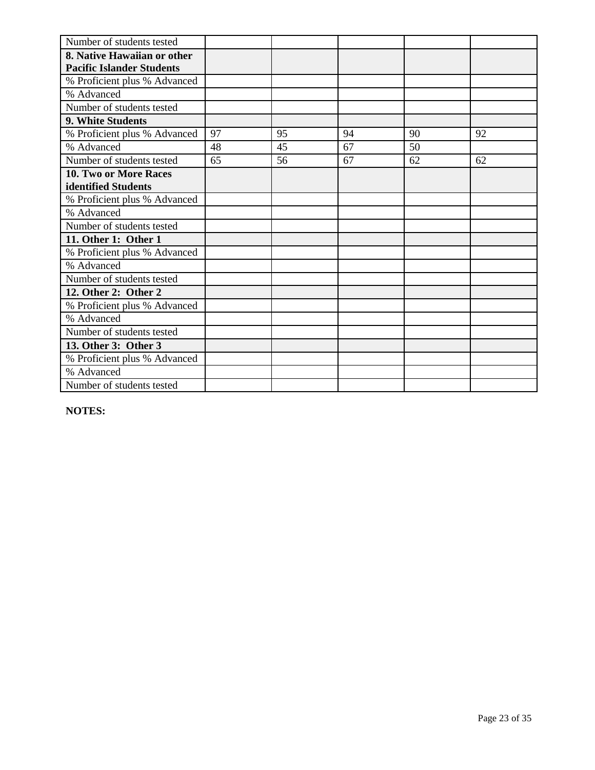| Number of students tested | | | | | |
|---|---|---|---|---|---|
| **8. Native Hawaiian or other Pacific Islander Students** | | | | | |
| % Proficient plus % Advanced | | | | | |
| % Advanced | | | | | |
| Number of students tested | | | | | |
| **9. White Students** | | | | | |
| % Proficient plus % Advanced | 97 | 95 | 94 | 90 | 92 |
| % Advanced | 48 | 45 | 67 | 50 | |
| Number of students tested | 65 | 56 | 67 | 62 | 62 |
| **10. Two or More Races identified Students** | | | | | |
| % Proficient plus % Advanced | | | | | |
| % Advanced | | | | | |
| Number of students tested | | | | | |
| **11. Other 1: Other 1** | | | | | |
| % Proficient plus % Advanced | | | | | |
| % Advanced | | | | | |
| Number of students tested | | | | | |
| **12. Other 2: Other 2** | | | | | |
| % Proficient plus % Advanced | | | | | |
| % Advanced | | | | | |
| Number of students tested | | | | | |
| **13. Other 3: Other 3** | | | | | |
| % Proficient plus % Advanced | | | | | |
| % Advanced | | | | | |
| Number of students tested | | | | | |

**NOTES:**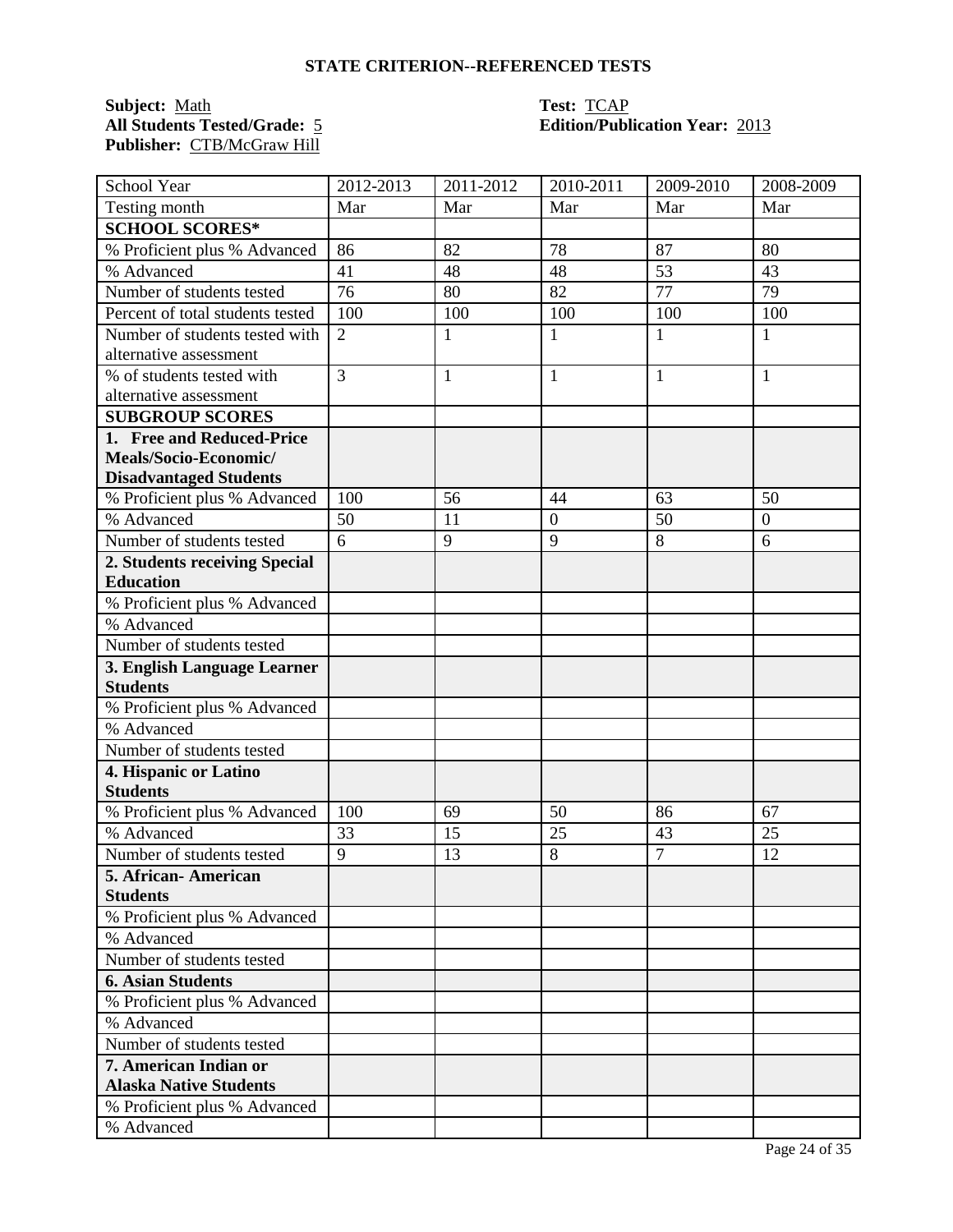## STATE CRITERION--REFERENCED TESTS

**Subject:** Math  
**All Students Tested/Grade:** 5  
**Publisher:** CTB/McGraw Hill  
**Test:** TCAP  
**Edition/Publication Year:** 2013

| School Year | 2012-2013 | 2011-2012 | 2010-2011 | 2009-2010 | 2008-2009 |
|---|---|---|---|---|---|
| Testing month | Mar | Mar | Mar | Mar | Mar |
| **SCHOOL SCORES*** | | | | | |
| % Proficient plus % Advanced | 86 | 82 | 78 | 87 | 80 |
| % Advanced | 41 | 48 | 48 | 53 | 43 |
| Number of students tested | 76 | 80 | 82 | 77 | 79 |
| Percent of total students tested | 100 | 100 | 100 | 100 | 100 |
| Number of students tested with alternative assessment | 2 | 1 | 1 | 1 | 1 |
| % of students tested with alternative assessment | 3 | 1 | 1 | 1 | 1 |
| **SUBGROUP SCORES** | | | | | |
| **1. Free and Reduced-Price Meals/Socio-Economic/ Disadvantaged Students** | | | | | |
| % Proficient plus % Advanced | 100 | 56 | 44 | 63 | 50 |
| % Advanced | 50 | 11 | 0 | 50 | 0 |
| Number of students tested | 6 | 9 | 9 | 8 | 6 |
| **2. Students receiving Special Education** | | | | | |
| % Proficient plus % Advanced | | | | | |
| % Advanced | | | | | |
| Number of students tested | | | | | |
| **3. English Language Learner Students** | | | | | |
| % Proficient plus % Advanced | | | | | |
| % Advanced | | | | | |
| Number of students tested | | | | | |
| **4. Hispanic or Latino Students** | | | | | |
| % Proficient plus % Advanced | 100 | 69 | 50 | 86 | 67 |
| % Advanced | 33 | 15 | 25 | 43 | 25 |
| Number of students tested | 9 | 13 | 8 | 7 | 12 |
| **5. African- American Students** | | | | | |
| % Proficient plus % Advanced | | | | | |
| % Advanced | | | | | |
| Number of students tested | | | | | |
| **6. Asian Students** | | | | | |
| % Proficient plus % Advanced | | | | | |
| % Advanced | | | | | |
| Number of students tested | | | | | |
| **7. American Indian or Alaska Native Students** | | | | | |
| % Proficient plus % Advanced | | | | | |
| % Advanced | | | | | |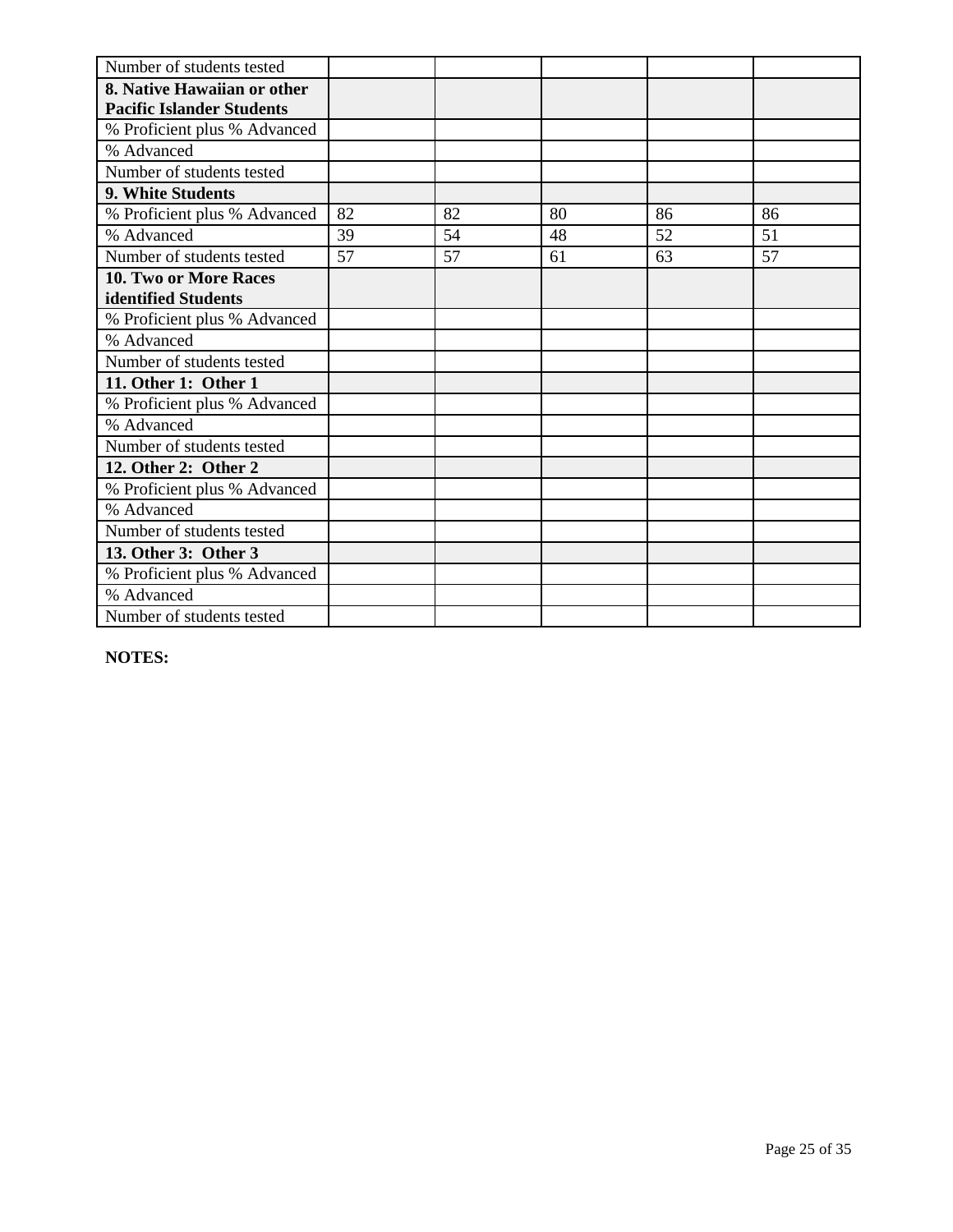| Number of students tested | | | | | |
|---|---|---|---|---|---|
| **8. Native Hawaiian or other Pacific Islander Students** | | | | | |
| % Proficient plus % Advanced | | | | | |
| % Advanced | | | | | |
| Number of students tested | | | | | |
| **9. White Students** | | | | | |
| % Proficient plus % Advanced | 82 | 82 | 80 | 86 | 86 |
| % Advanced | 39 | 54 | 48 | 52 | 51 |
| Number of students tested | 57 | 57 | 61 | 63 | 57 |
| **10. Two or More Races identified Students** | | | | | |
| % Proficient plus % Advanced | | | | | |
| % Advanced | | | | | |
| Number of students tested | | | | | |
| **11. Other 1: Other 1** | | | | | |
| % Proficient plus % Advanced | | | | | |
| % Advanced | | | | | |
| Number of students tested | | | | | |
| **12. Other 2: Other 2** | | | | | |
| % Proficient plus % Advanced | | | | | |
| % Advanced | | | | | |
| Number of students tested | | | | | |
| **13. Other 3: Other 3** | | | | | |
| % Proficient plus % Advanced | | | | | |
| % Advanced | | | | | |
| Number of students tested | | | | | |

**NOTES:**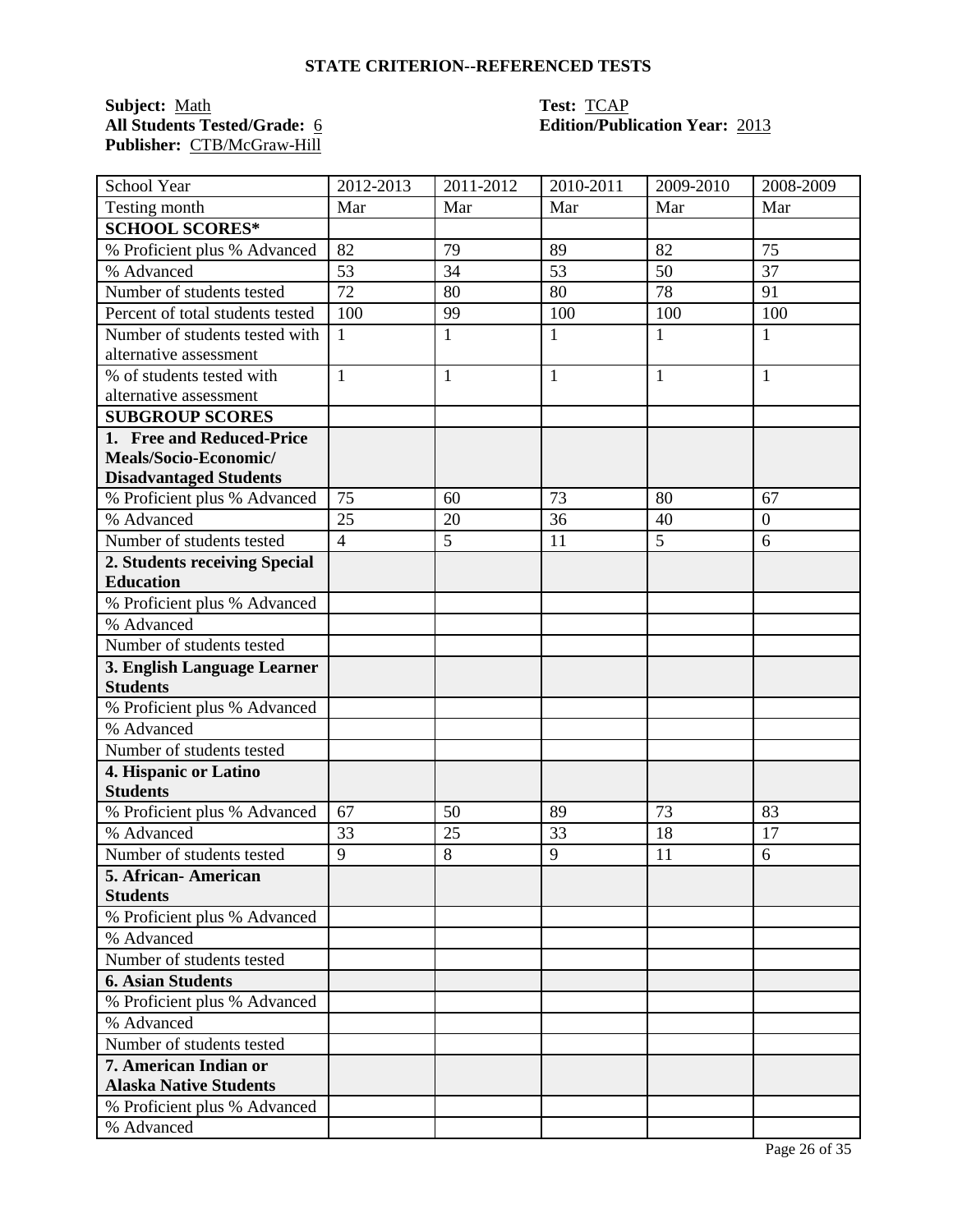## STATE CRITERION--REFERENCED TESTS

**Subject:** Math  **Test:** TCAP
**All Students Tested/Grade:** 6  **Edition/Publication Year:** 2013
**Publisher:** CTB/McGraw-Hill

| School Year | 2012-2013 | 2011-2012 | 2010-2011 | 2009-2010 | 2008-2009 |
|---|---|---|---|---|---|
| Testing month | Mar | Mar | Mar | Mar | Mar |
| **SCHOOL SCORES*** | | | | | |
| % Proficient plus % Advanced | 82 | 79 | 89 | 82 | 75 |
| % Advanced | 53 | 34 | 53 | 50 | 37 |
| Number of students tested | 72 | 80 | 80 | 78 | 91 |
| Percent of total students tested | 100 | 99 | 100 | 100 | 100 |
| Number of students tested with alternative assessment | 1 | 1 | 1 | 1 | 1 |
| % of students tested with alternative assessment | 1 | 1 | 1 | 1 | 1 |
| **SUBGROUP SCORES** | | | | | |
| **1. Free and Reduced-Price Meals/Socio-Economic/ Disadvantaged Students** | | | | | |
| % Proficient plus % Advanced | 75 | 60 | 73 | 80 | 67 |
| % Advanced | 25 | 20 | 36 | 40 | 0 |
| Number of students tested | 4 | 5 | 11 | 5 | 6 |
| **2. Students receiving Special Education** | | | | | |
| % Proficient plus % Advanced | | | | | |
| % Advanced | | | | | |
| Number of students tested | | | | | |
| **3. English Language Learner Students** | | | | | |
| % Proficient plus % Advanced | | | | | |
| % Advanced | | | | | |
| Number of students tested | | | | | |
| **4. Hispanic or Latino Students** | | | | | |
| % Proficient plus % Advanced | 67 | 50 | 89 | 73 | 83 |
| % Advanced | 33 | 25 | 33 | 18 | 17 |
| Number of students tested | 9 | 8 | 9 | 11 | 6 |
| **5. African- American Students** | | | | | |
| % Proficient plus % Advanced | | | | | |
| % Advanced | | | | | |
| Number of students tested | | | | | |
| **6. Asian Students** | | | | | |
| % Proficient plus % Advanced | | | | | |
| % Advanced | | | | | |
| Number of students tested | | | | | |
| **7. American Indian or Alaska Native Students** | | | | | |
| % Proficient plus % Advanced | | | | | |
| % Advanced | | | | | |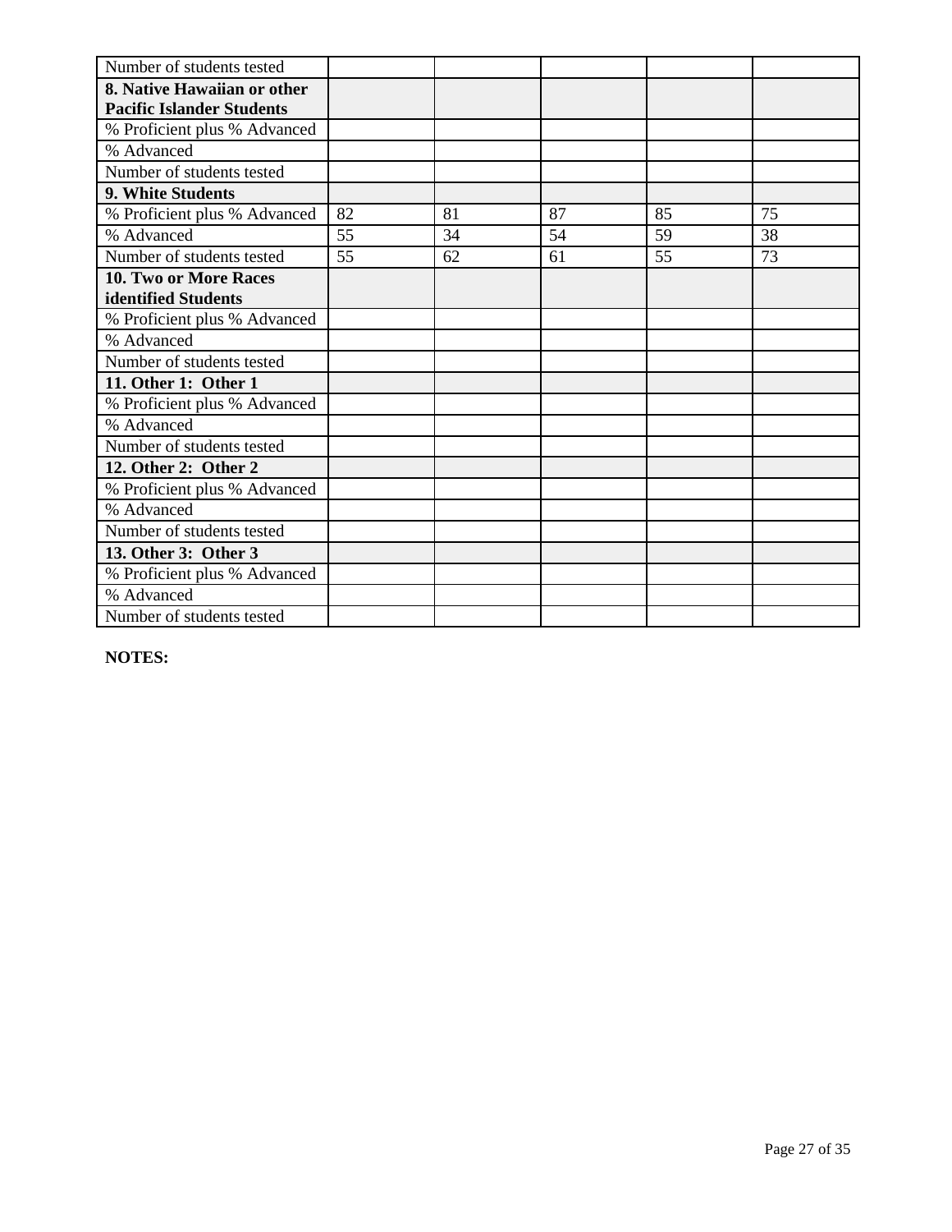| | | | | | |
|---|---|---|---|---|---|
| Number of students tested | | | | | |
| **8. Native Hawaiian or other Pacific Islander Students** | | | | | |
| % Proficient plus % Advanced | | | | | |
| % Advanced | | | | | |
| Number of students tested | | | | | |
| **9. White Students** | | | | | |
| % Proficient plus % Advanced | 82 | 81 | 87 | 85 | 75 |
| % Advanced | 55 | 34 | 54 | 59 | 38 |
| Number of students tested | 55 | 62 | 61 | 55 | 73 |
| **10. Two or More Races identified Students** | | | | | |
| % Proficient plus % Advanced | | | | | |
| % Advanced | | | | | |
| Number of students tested | | | | | |
| **11. Other 1: Other 1** | | | | | |
| % Proficient plus % Advanced | | | | | |
| % Advanced | | | | | |
| Number of students tested | | | | | |
| **12. Other 2: Other 2** | | | | | |
| % Proficient plus % Advanced | | | | | |
| % Advanced | | | | | |
| Number of students tested | | | | | |
| **13. Other 3: Other 3** | | | | | |
| % Proficient plus % Advanced | | | | | |
| % Advanced | | | | | |
| Number of students tested | | | | | |

**NOTES:**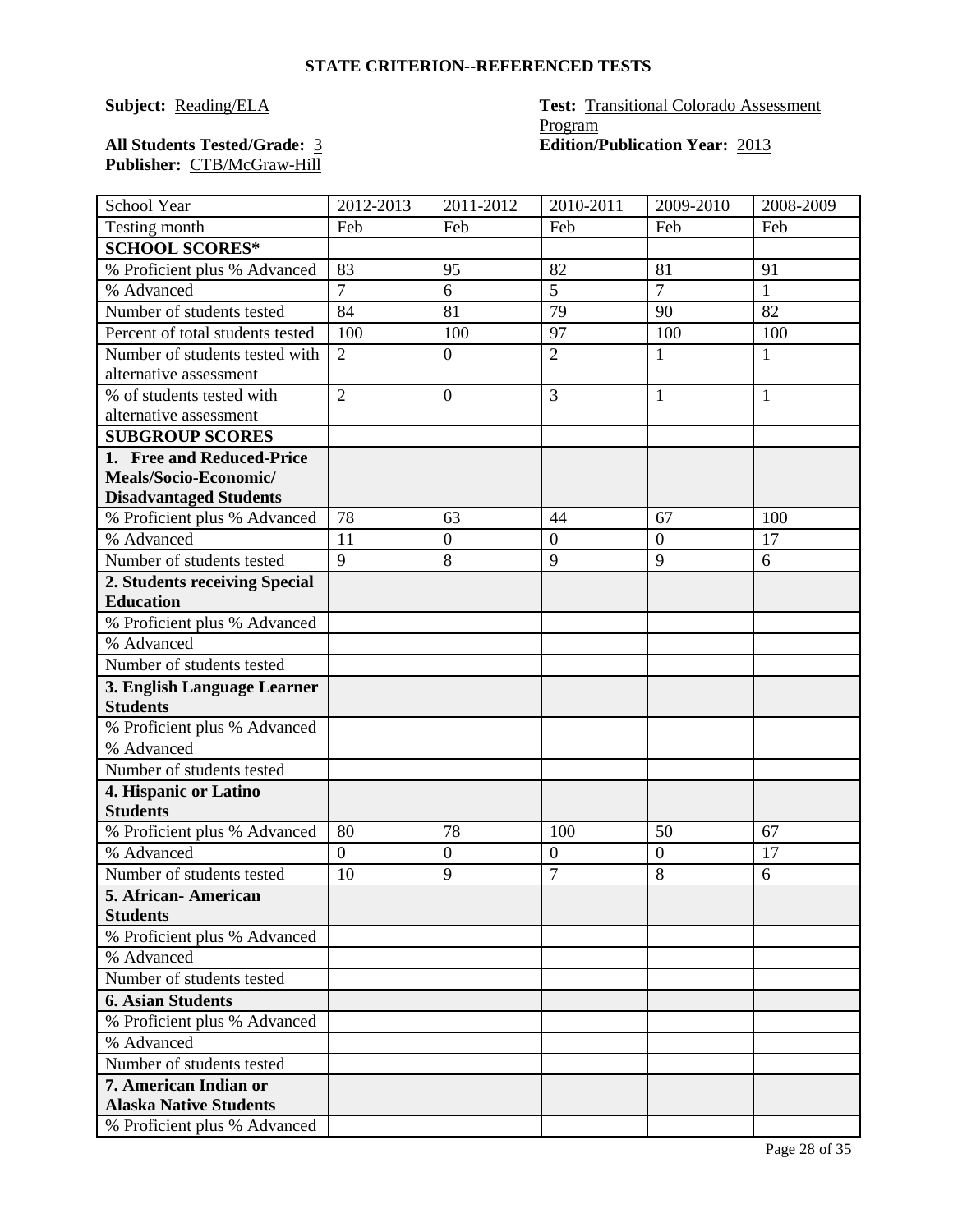## STATE CRITERION--REFERENCED TESTS

**Subject:** Reading/ELA

**Test:** Transitional Colorado Assessment Program

**All Students Tested/Grade:** 3

**Edition/Publication Year:** 2013

**Publisher:** CTB/McGraw-Hill

| School Year | 2012-2013 | 2011-2012 | 2010-2011 | 2009-2010 | 2008-2009 |
|---|---|---|---|---|---|
| Testing month | Feb | Feb | Feb | Feb | Feb |
| **SCHOOL SCORES*** | | | | | |
| % Proficient plus % Advanced | 83 | 95 | 82 | 81 | 91 |
| % Advanced | 7 | 6 | 5 | 7 | 1 |
| Number of students tested | 84 | 81 | 79 | 90 | 82 |
| Percent of total students tested | 100 | 100 | 97 | 100 | 100 |
| Number of students tested with alternative assessment | 2 | 0 | 2 | 1 | 1 |
| % of students tested with alternative assessment | 2 | 0 | 3 | 1 | 1 |
| **SUBGROUP SCORES** | | | | | |
| **1. Free and Reduced-Price Meals/Socio-Economic/ Disadvantaged Students** | | | | | |
| % Proficient plus % Advanced | 78 | 63 | 44 | 67 | 100 |
| % Advanced | 11 | 0 | 0 | 0 | 17 |
| Number of students tested | 9 | 8 | 9 | 9 | 6 |
| **2. Students receiving Special Education** | | | | | |
| % Proficient plus % Advanced | | | | | |
| % Advanced | | | | | |
| Number of students tested | | | | | |
| **3. English Language Learner Students** | | | | | |
| % Proficient plus % Advanced | | | | | |
| % Advanced | | | | | |
| Number of students tested | | | | | |
| **4. Hispanic or Latino Students** | | | | | |
| % Proficient plus % Advanced | 80 | 78 | 100 | 50 | 67 |
| % Advanced | 0 | 0 | 0 | 0 | 17 |
| Number of students tested | 10 | 9 | 7 | 8 | 6 |
| **5. African- American Students** | | | | | |
| % Proficient plus % Advanced | | | | | |
| % Advanced | | | | | |
| Number of students tested | | | | | |
| **6. Asian Students** | | | | | |
| % Proficient plus % Advanced | | | | | |
| % Advanced | | | | | |
| Number of students tested | | | | | |
| **7. American Indian or Alaska Native Students** | | | | | |
| % Proficient plus % Advanced | | | | | |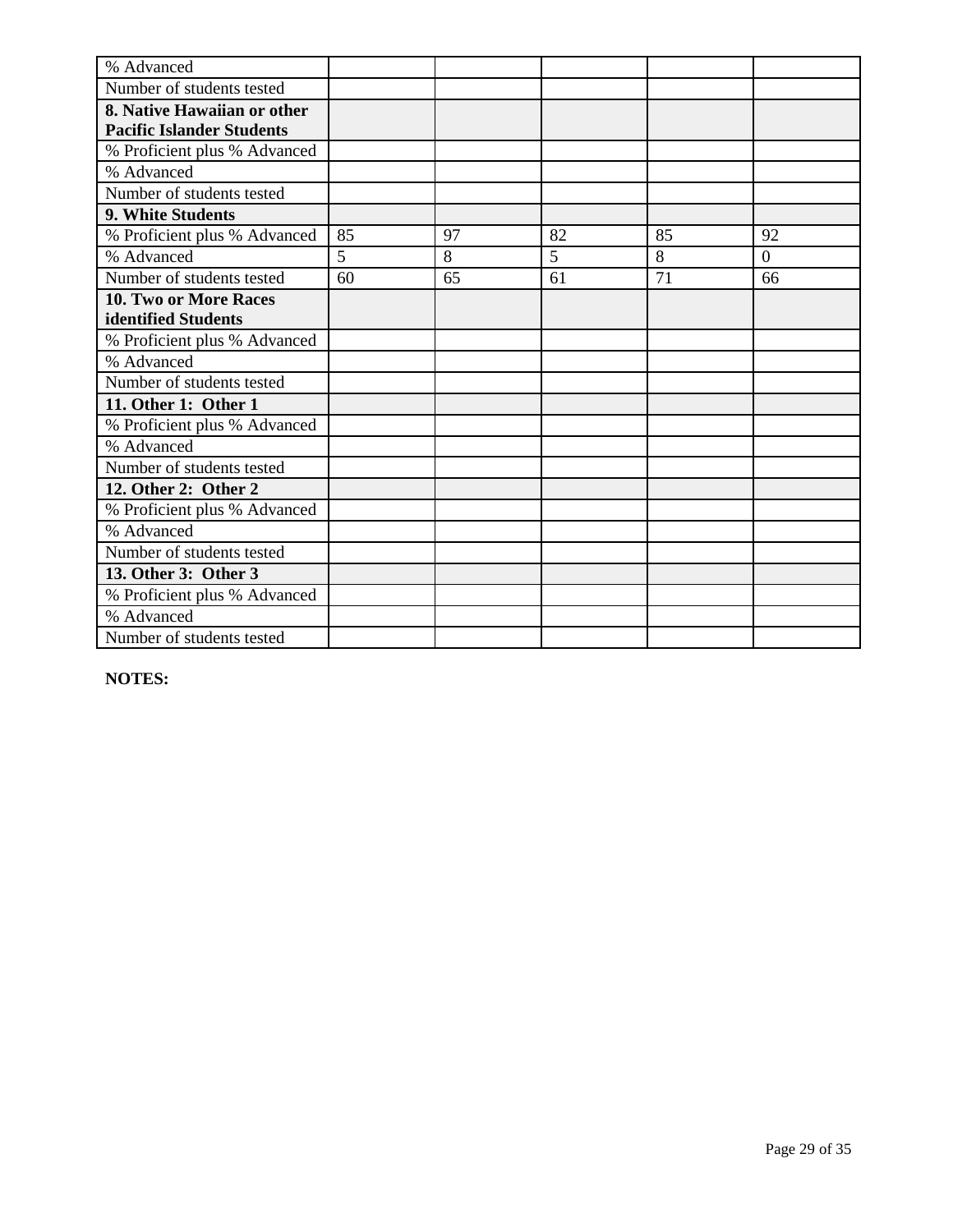| | | | | | |
|---|---|---|---|---|---|
| % Advanced | | | | | |
| Number of students tested | | | | | |
| **8. Native Hawaiian or other Pacific Islander Students** | | | | | |
| % Proficient plus % Advanced | | | | | |
| % Advanced | | | | | |
| Number of students tested | | | | | |
| **9. White Students** | | | | | |
| % Proficient plus % Advanced | 85 | 97 | 82 | 85 | 92 |
| % Advanced | 5 | 8 | 5 | 8 | 0 |
| Number of students tested | 60 | 65 | 61 | 71 | 66 |
| **10. Two or More Races identified Students** | | | | | |
| % Proficient plus % Advanced | | | | | |
| % Advanced | | | | | |
| Number of students tested | | | | | |
| **11. Other 1: Other 1** | | | | | |
| % Proficient plus % Advanced | | | | | |
| % Advanced | | | | | |
| Number of students tested | | | | | |
| **12. Other 2: Other 2** | | | | | |
| % Proficient plus % Advanced | | | | | |
| % Advanced | | | | | |
| Number of students tested | | | | | |
| **13. Other 3: Other 3** | | | | | |
| % Proficient plus % Advanced | | | | | |
| % Advanced | | | | | |
| Number of students tested | | | | | |

**NOTES:**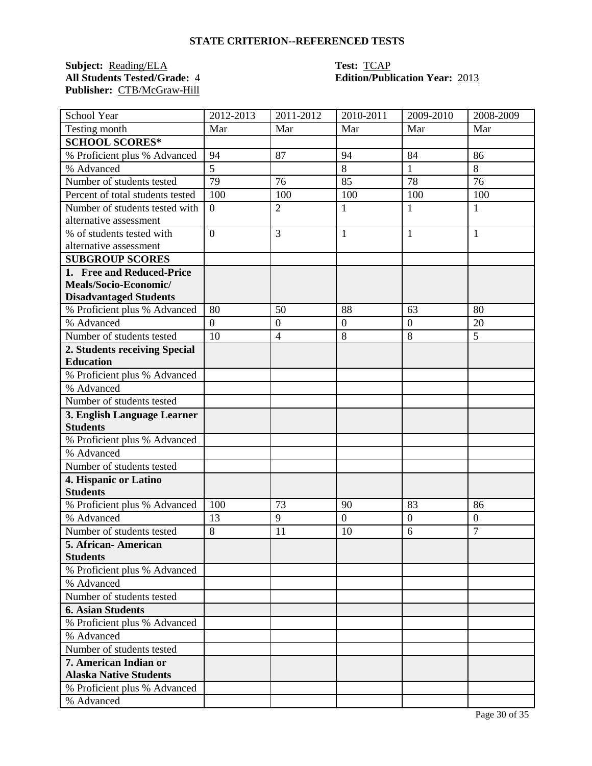## STATE CRITERION--REFERENCED TESTS

**Subject:** Reading/ELA
**All Students Tested/Grade:** 4
**Publisher:** CTB/McGraw-Hill

**Test:** TCAP
**Edition/Publication Year:** 2013

| School Year | 2012-2013 | 2011-2012 | 2010-2011 | 2009-2010 | 2008-2009 |
|---|---|---|---|---|---|
| Testing month | Mar | Mar | Mar | Mar | Mar |
| **SCHOOL SCORES*** | | | | | |
| % Proficient plus % Advanced | 94 | 87 | 94 | 84 | 86 |
| % Advanced | 5 | | 8 | 1 | 8 |
| Number of students tested | 79 | 76 | 85 | 78 | 76 |
| Percent of total students tested | 100 | 100 | 100 | 100 | 100 |
| Number of students tested with alternative assessment | 0 | 2 | 1 | 1 | 1 |
| % of students tested with alternative assessment | 0 | 3 | 1 | 1 | 1 |
| **SUBGROUP SCORES** | | | | | |
| **1. Free and Reduced-Price Meals/Socio-Economic/ Disadvantaged Students** | | | | | |
| % Proficient plus % Advanced | 80 | 50 | 88 | 63 | 80 |
| % Advanced | 0 | 0 | 0 | 0 | 20 |
| Number of students tested | 10 | 4 | 8 | 8 | 5 |
| **2. Students receiving Special Education** | | | | | |
| % Proficient plus % Advanced | | | | | |
| % Advanced | | | | | |
| Number of students tested | | | | | |
| **3. English Language Learner Students** | | | | | |
| % Proficient plus % Advanced | | | | | |
| % Advanced | | | | | |
| Number of students tested | | | | | |
| **4. Hispanic or Latino Students** | | | | | |
| % Proficient plus % Advanced | 100 | 73 | 90 | 83 | 86 |
| % Advanced | 13 | 9 | 0 | 0 | 0 |
| Number of students tested | 8 | 11 | 10 | 6 | 7 |
| **5. African- American Students** | | | | | |
| % Proficient plus % Advanced | | | | | |
| % Advanced | | | | | |
| Number of students tested | | | | | |
| **6. Asian Students** | | | | | |
| % Proficient plus % Advanced | | | | | |
| % Advanced | | | | | |
| Number of students tested | | | | | |
| **7. American Indian or Alaska Native Students** | | | | | |
| % Proficient plus % Advanced | | | | | |
| % Advanced | | | | | |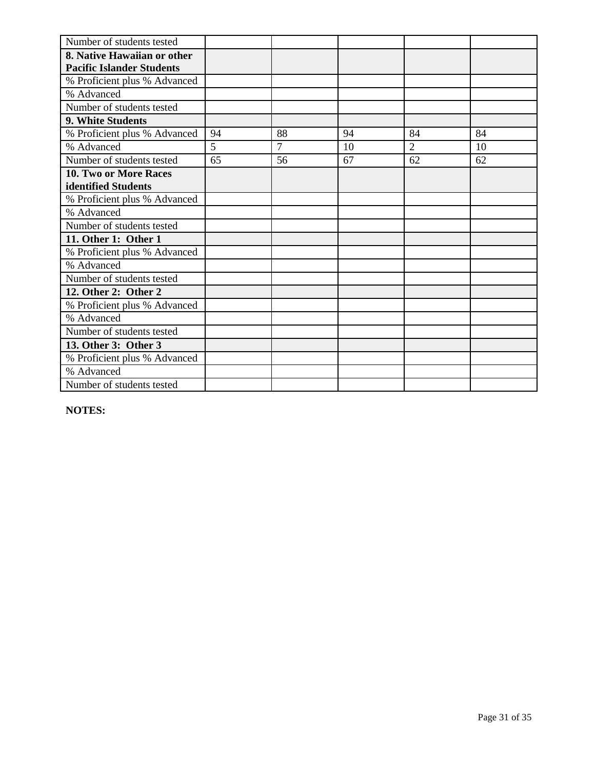| Number of students tested | | | | | |
|---|---|---|---|---|---|
| **8. Native Hawaiian or other Pacific Islander Students** | | | | | |
| % Proficient plus % Advanced | | | | | |
| % Advanced | | | | | |
| Number of students tested | | | | | |
| **9. White Students** | | | | | |
| % Proficient plus % Advanced | 94 | 88 | 94 | 84 | 84 |
| % Advanced | 5 | 7 | 10 | 2 | 10 |
| Number of students tested | 65 | 56 | 67 | 62 | 62 |
| **10. Two or More Races identified Students** | | | | | |
| % Proficient plus % Advanced | | | | | |
| % Advanced | | | | | |
| Number of students tested | | | | | |
| **11. Other 1: Other 1** | | | | | |
| % Proficient plus % Advanced | | | | | |
| % Advanced | | | | | |
| Number of students tested | | | | | |
| **12. Other 2: Other 2** | | | | | |
| % Proficient plus % Advanced | | | | | |
| % Advanced | | | | | |
| Number of students tested | | | | | |
| **13. Other 3: Other 3** | | | | | |
| % Proficient plus % Advanced | | | | | |
| % Advanced | | | | | |
| Number of students tested | | | | | |

**NOTES:**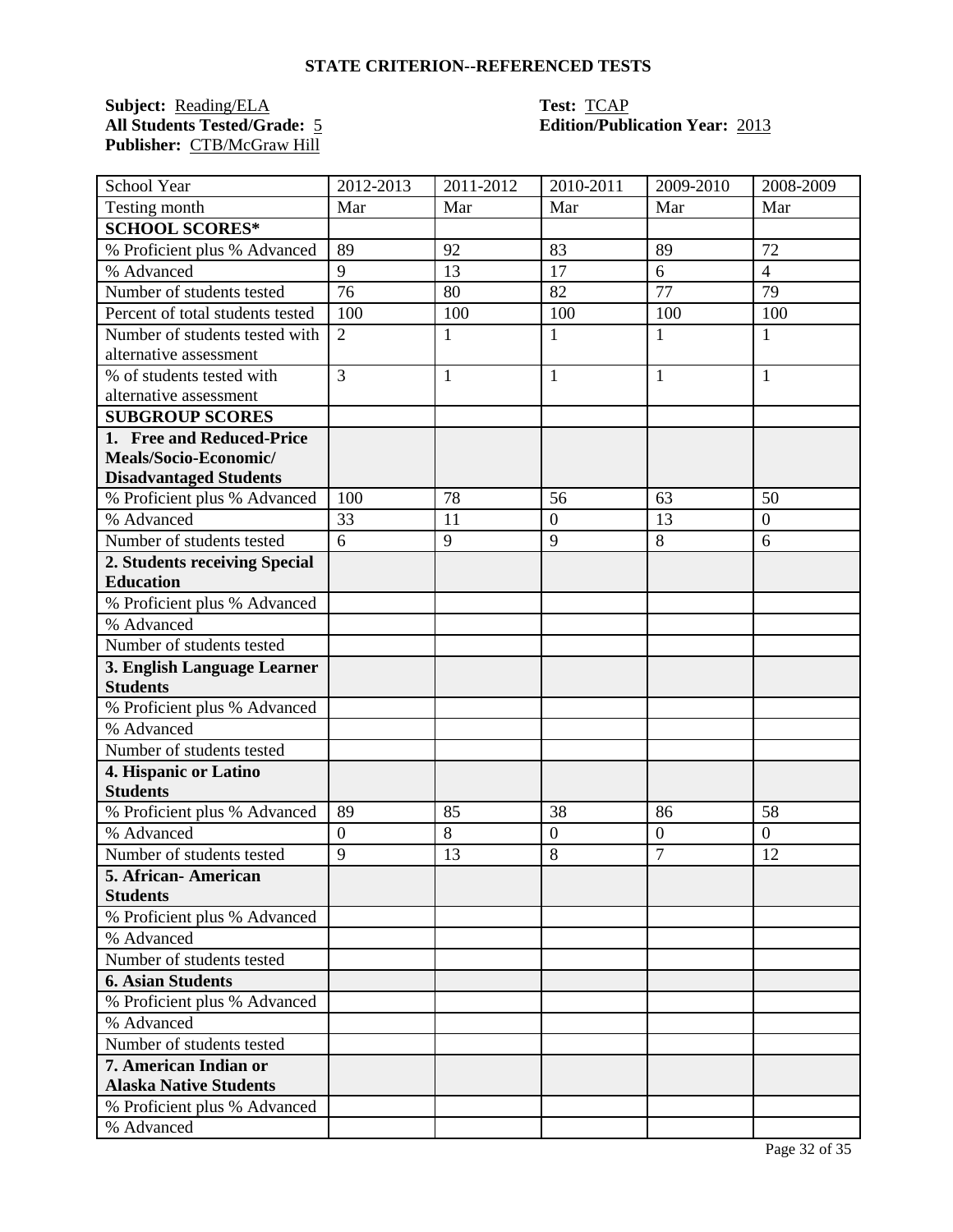## STATE CRITERION--REFERENCED TESTS

**Subject:** Reading/ELA
**All Students Tested/Grade:** 5
**Publisher:** CTB/McGraw Hill

**Test:** TCAP
**Edition/Publication Year:** 2013

| School Year | 2012-2013 | 2011-2012 | 2010-2011 | 2009-2010 | 2008-2009 |
|---|---|---|---|---|---|
| Testing month | Mar | Mar | Mar | Mar | Mar |
| **SCHOOL SCORES*** | | | | | |
| % Proficient plus % Advanced | 89 | 92 | 83 | 89 | 72 |
| % Advanced | 9 | 13 | 17 | 6 | 4 |
| Number of students tested | 76 | 80 | 82 | 77 | 79 |
| Percent of total students tested | 100 | 100 | 100 | 100 | 100 |
| Number of students tested with alternative assessment | 2 | 1 | 1 | 1 | 1 |
| % of students tested with alternative assessment | 3 | 1 | 1 | 1 | 1 |
| **SUBGROUP SCORES** | | | | | |
| **1. Free and Reduced-Price Meals/Socio-Economic/ Disadvantaged Students** | | | | | |
| % Proficient plus % Advanced | 100 | 78 | 56 | 63 | 50 |
| % Advanced | 33 | 11 | 0 | 13 | 0 |
| Number of students tested | 6 | 9 | 9 | 8 | 6 |
| **2. Students receiving Special Education** | | | | | |
| % Proficient plus % Advanced | | | | | |
| % Advanced | | | | | |
| Number of students tested | | | | | |
| **3. English Language Learner Students** | | | | | |
| % Proficient plus % Advanced | | | | | |
| % Advanced | | | | | |
| Number of students tested | | | | | |
| **4. Hispanic or Latino Students** | | | | | |
| % Proficient plus % Advanced | 89 | 85 | 38 | 86 | 58 |
| % Advanced | 0 | 8 | 0 | 0 | 0 |
| Number of students tested | 9 | 13 | 8 | 7 | 12 |
| **5. African- American Students** | | | | | |
| % Proficient plus % Advanced | | | | | |
| % Advanced | | | | | |
| Number of students tested | | | | | |
| **6. Asian Students** | | | | | |
| % Proficient plus % Advanced | | | | | |
| % Advanced | | | | | |
| Number of students tested | | | | | |
| **7. American Indian or Alaska Native Students** | | | | | |
| % Proficient plus % Advanced | | | | | |
| % Advanced | | | | | |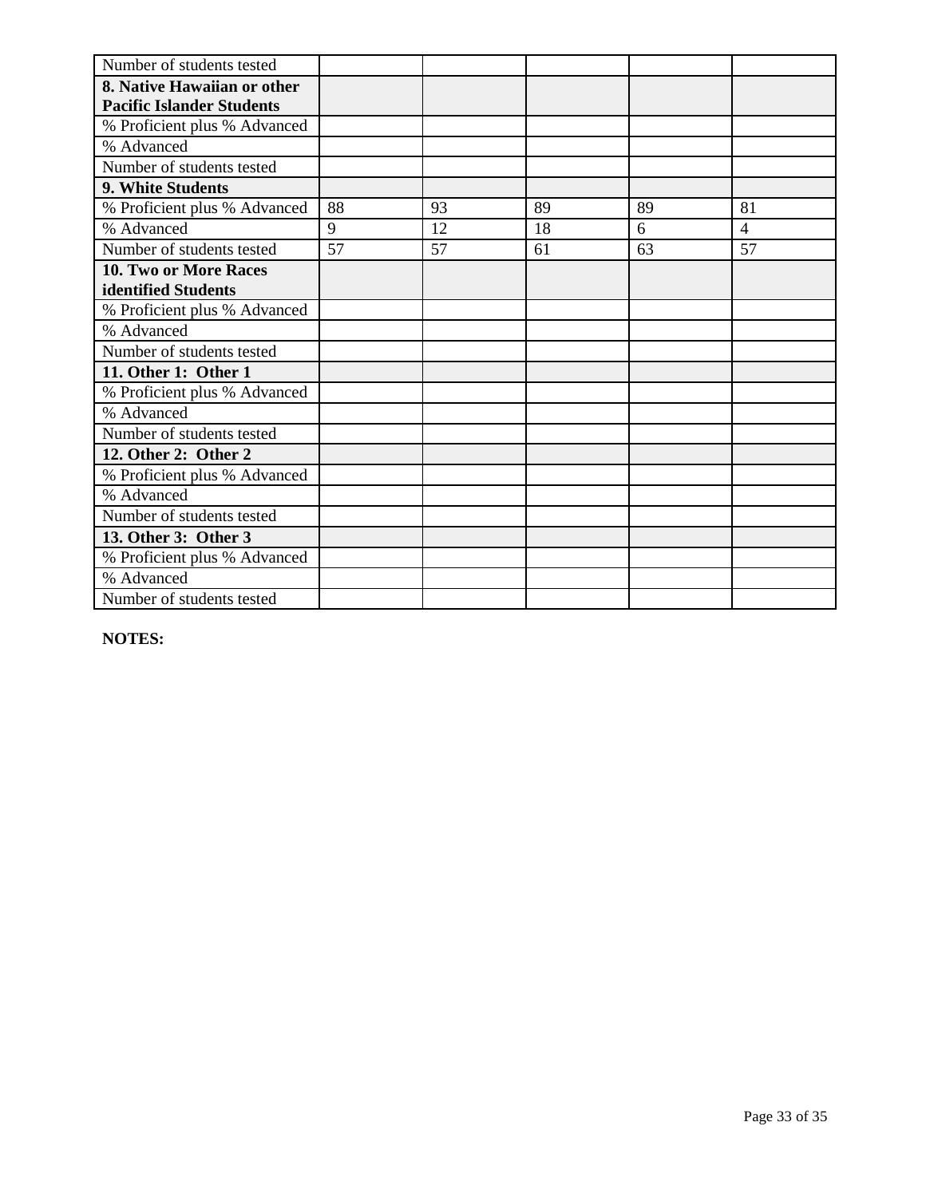| Number of students tested | | | | | |
|---|---|---|---|---|---|
| **8. Native Hawaiian or other Pacific Islander Students** | | | | | |
| % Proficient plus % Advanced | | | | | |
| % Advanced | | | | | |
| Number of students tested | | | | | |
| **9. White Students** | | | | | |
| % Proficient plus % Advanced | 88 | 93 | 89 | 89 | 81 |
| % Advanced | 9 | 12 | 18 | 6 | 4 |
| Number of students tested | 57 | 57 | 61 | 63 | 57 |
| **10. Two or More Races identified Students** | | | | | |
| % Proficient plus % Advanced | | | | | |
| % Advanced | | | | | |
| Number of students tested | | | | | |
| **11. Other 1: Other 1** | | | | | |
| % Proficient plus % Advanced | | | | | |
| % Advanced | | | | | |
| Number of students tested | | | | | |
| **12. Other 2: Other 2** | | | | | |
| % Proficient plus % Advanced | | | | | |
| % Advanced | | | | | |
| Number of students tested | | | | | |
| **13. Other 3: Other 3** | | | | | |
| % Proficient plus % Advanced | | | | | |
| % Advanced | | | | | |
| Number of students tested | | | | | |

**NOTES:**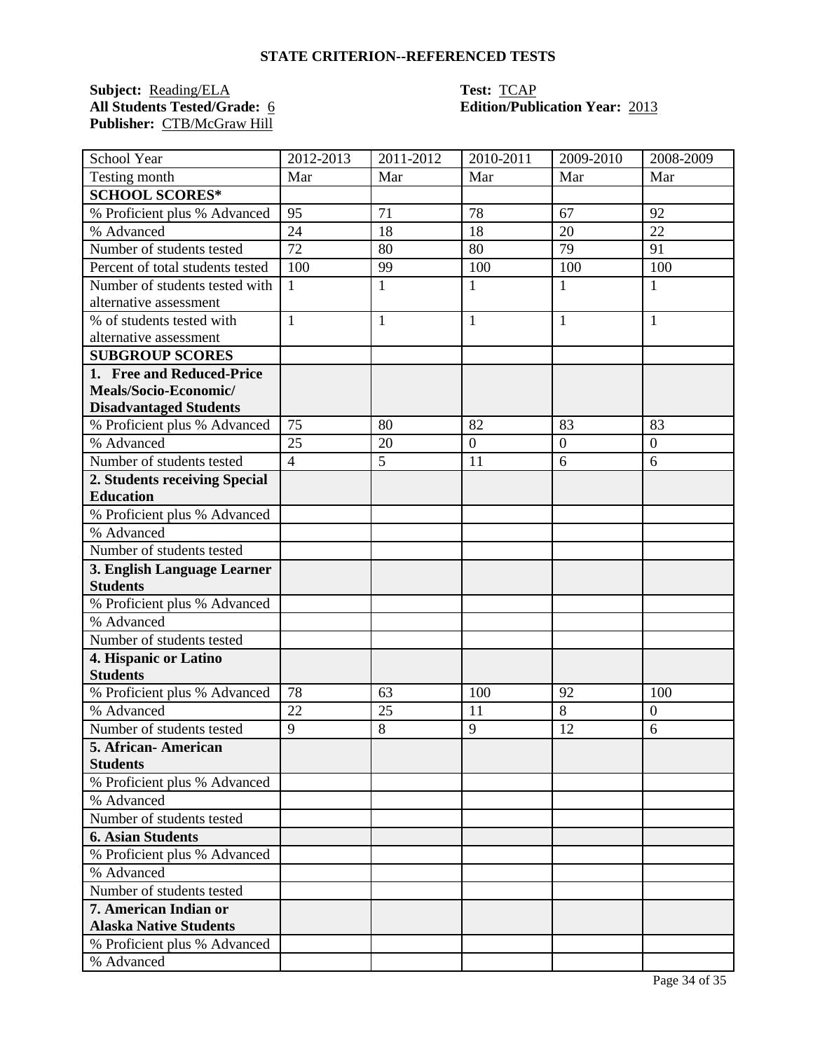**STATE CRITERION--REFERENCED TESTS**

**Subject:** Reading/ELA
**All Students Tested/Grade:** 6
**Publisher:** CTB/McGraw Hill

**Test:** TCAP
**Edition/Publication Year:** 2013

| School Year | 2012-2013 | 2011-2012 | 2010-2011 | 2009-2010 | 2008-2009 |
|---|---|---|---|---|---|
| Testing month | Mar | Mar | Mar | Mar | Mar |
| **SCHOOL SCORES*** | | | | | |
| % Proficient plus % Advanced | 95 | 71 | 78 | 67 | 92 |
| % Advanced | 24 | 18 | 18 | 20 | 22 |
| Number of students tested | 72 | 80 | 80 | 79 | 91 |
| Percent of total students tested | 100 | 99 | 100 | 100 | 100 |
| Number of students tested with alternative assessment | 1 | 1 | 1 | 1 | 1 |
| % of students tested with alternative assessment | 1 | 1 | 1 | 1 | 1 |
| **SUBGROUP SCORES** | | | | | |
| **1. Free and Reduced-Price Meals/Socio-Economic/ Disadvantaged Students** | | | | | |
| % Proficient plus % Advanced | 75 | 80 | 82 | 83 | 83 |
| % Advanced | 25 | 20 | 0 | 0 | 0 |
| Number of students tested | 4 | 5 | 11 | 6 | 6 |
| **2. Students receiving Special Education** | | | | | |
| % Proficient plus % Advanced | | | | | |
| % Advanced | | | | | |
| Number of students tested | | | | | |
| **3. English Language Learner Students** | | | | | |
| % Proficient plus % Advanced | | | | | |
| % Advanced | | | | | |
| Number of students tested | | | | | |
| **4. Hispanic or Latino Students** | | | | | |
| % Proficient plus % Advanced | 78 | 63 | 100 | 92 | 100 |
| % Advanced | 22 | 25 | 11 | 8 | 0 |
| Number of students tested | 9 | 8 | 9 | 12 | 6 |
| **5. African- American Students** | | | | | |
| % Proficient plus % Advanced | | | | | |
| % Advanced | | | | | |
| Number of students tested | | | | | |
| **6. Asian Students** | | | | | |
| % Proficient plus % Advanced | | | | | |
| % Advanced | | | | | |
| Number of students tested | | | | | |
| **7. American Indian or Alaska Native Students** | | | | | |
| % Proficient plus % Advanced | | | | | |
| % Advanced | | | | | |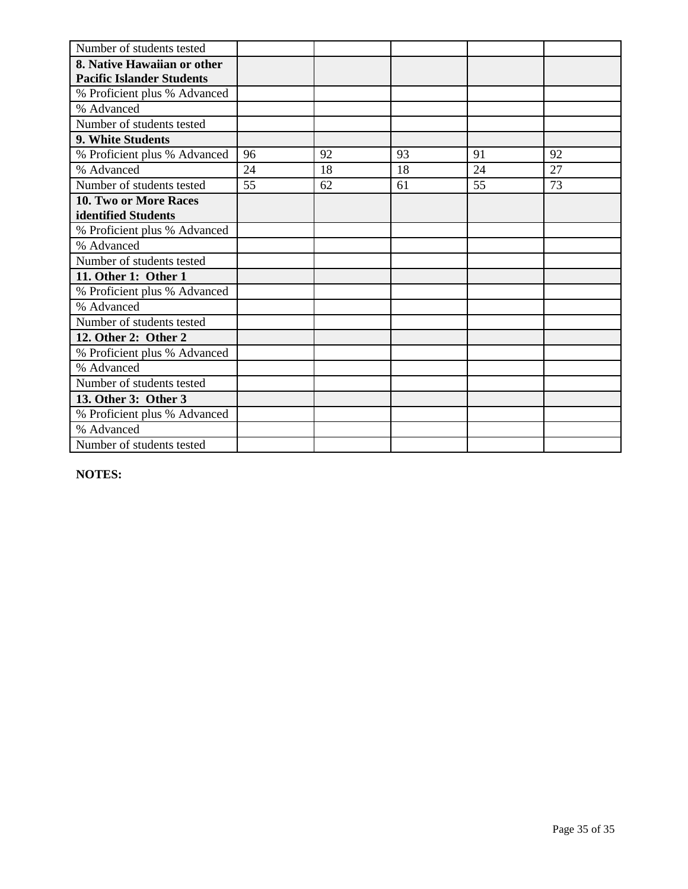| | | | | | |
|---|---|---|---|---|---|
| Number of students tested | | | | | |
| **8. Native Hawaiian or other Pacific Islander Students** | | | | | |
| % Proficient plus % Advanced | | | | | |
| % Advanced | | | | | |
| Number of students tested | | | | | |
| **9. White Students** | | | | | |
| % Proficient plus % Advanced | 96 | 92 | 93 | 91 | 92 |
| % Advanced | 24 | 18 | 18 | 24 | 27 |
| Number of students tested | 55 | 62 | 61 | 55 | 73 |
| **10. Two or More Races identified Students** | | | | | |
| % Proficient plus % Advanced | | | | | |
| % Advanced | | | | | |
| Number of students tested | | | | | |
| **11. Other 1: Other 1** | | | | | |
| % Proficient plus % Advanced | | | | | |
| % Advanced | | | | | |
| Number of students tested | | | | | |
| **12. Other 2: Other 2** | | | | | |
| % Proficient plus % Advanced | | | | | |
| % Advanced | | | | | |
| Number of students tested | | | | | |
| **13. Other 3: Other 3** | | | | | |
| % Proficient plus % Advanced | | | | | |
| % Advanced | | | | | |
| Number of students tested | | | | | |

**NOTES:**